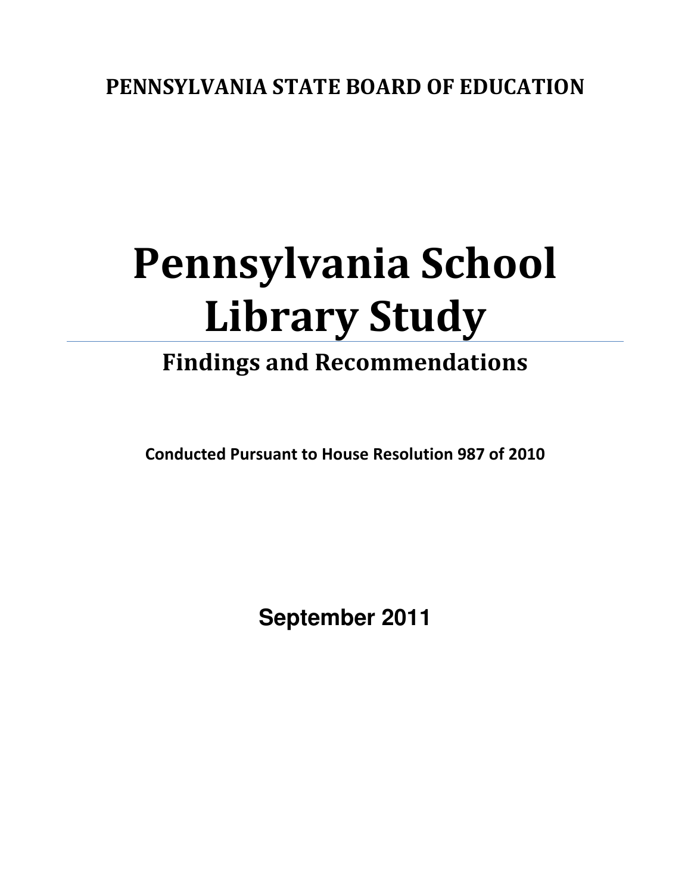**PENNSYLVANIA STATE BOARD OF EDUCATION**

# Pennsylvania School Library Study

## Findings and Recommendations

**Conducted Pursuant to House Resolution 987 of 2010**

**September 2011**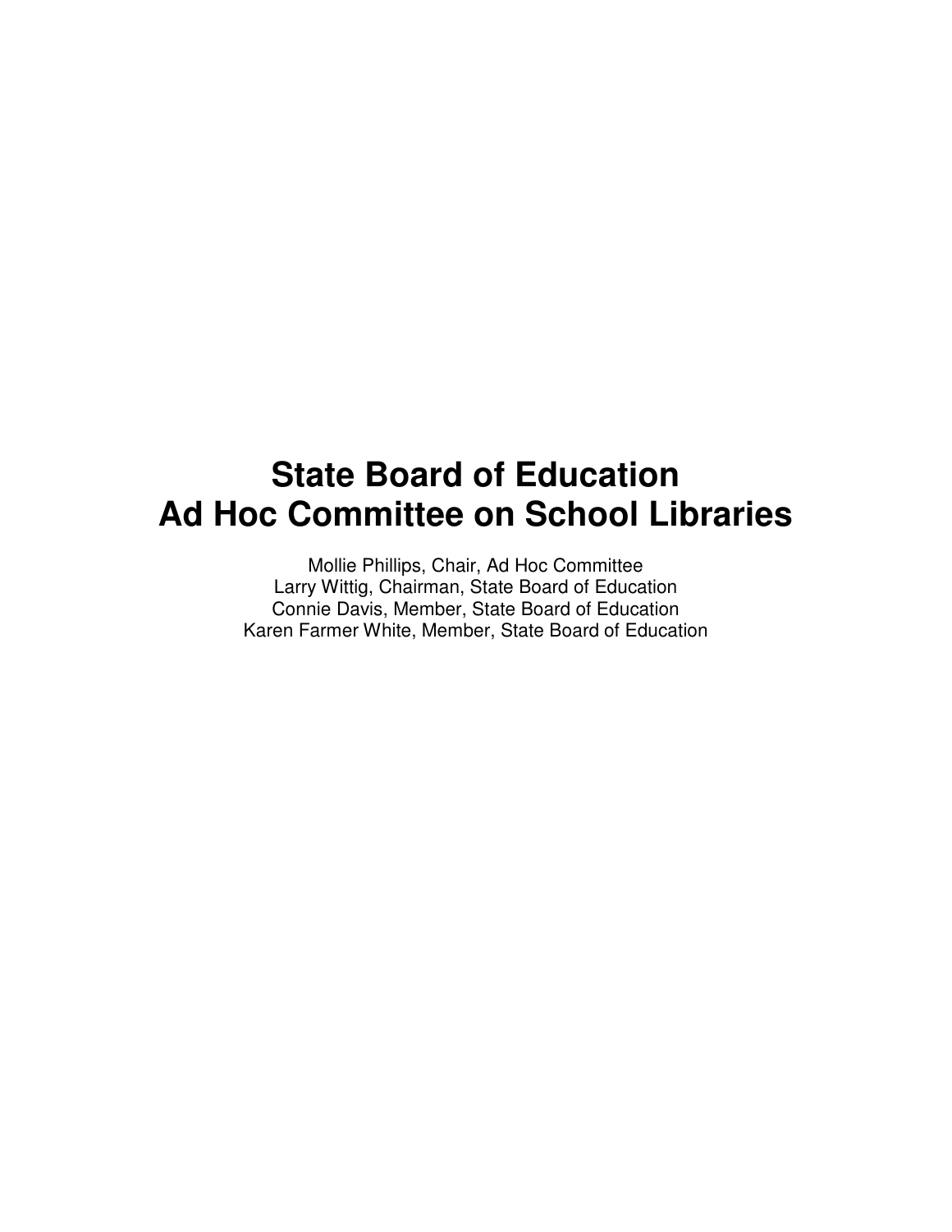# State Board of Education
# Ad Hoc Committee on School Libraries

Mollie Phillips, Chair, Ad Hoc Committee
Larry Wittig, Chairman, State Board of Education
Connie Davis, Member, State Board of Education
Karen Farmer White, Member, State Board of Education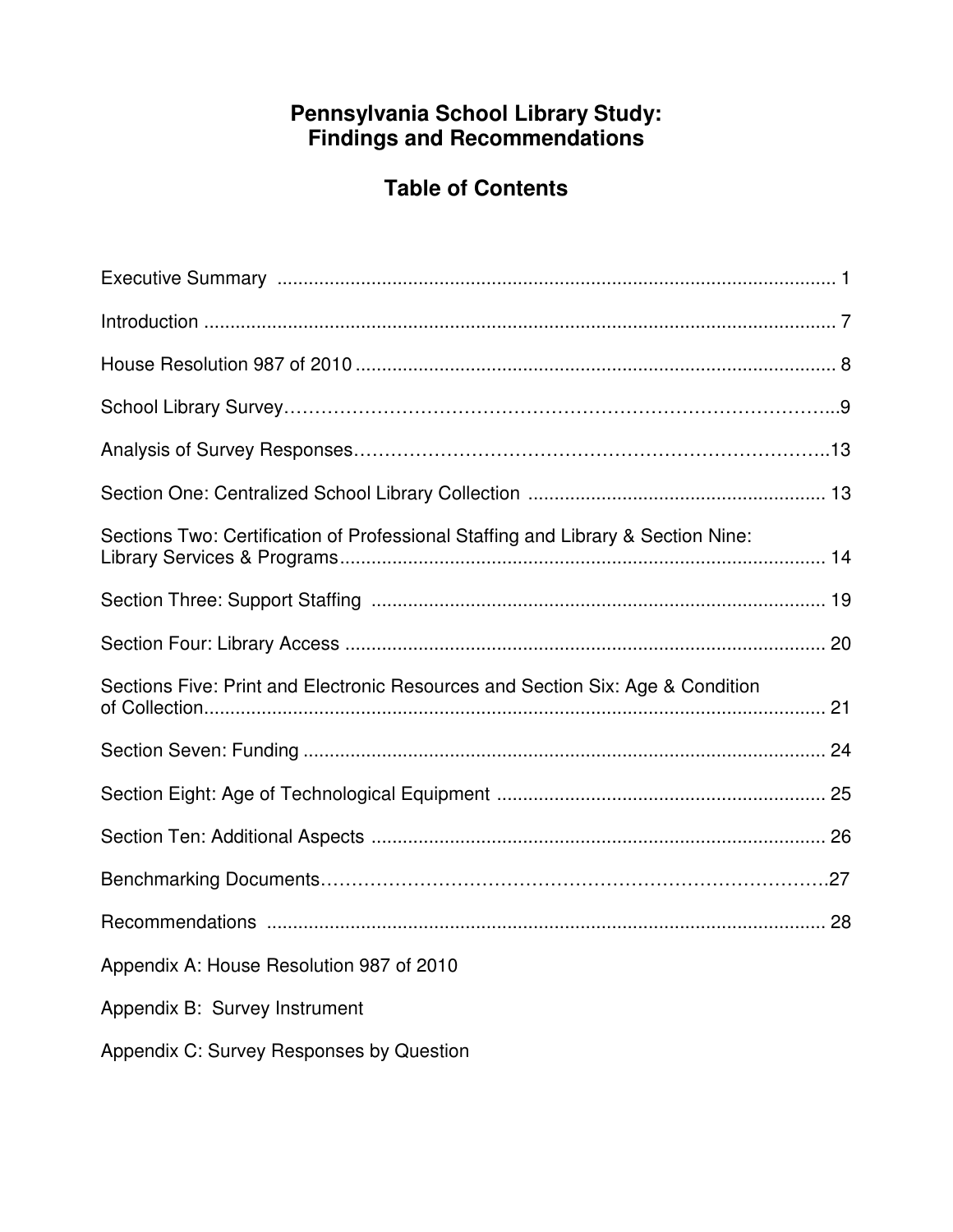# Pennsylvania School Library Study: Findings and Recommendations

## Table of Contents

| | |
|---|---|
| Executive Summary | 1 |
| Introduction | 7 |
| House Resolution 987 of 2010 | 8 |
| School Library Survey | 9 |
| Analysis of Survey Responses | 13 |
| Section One: Centralized School Library Collection | 13 |
| Sections Two: Certification of Professional Staffing and Library & Section Nine: Library Services & Programs | 14 |
| Section Three: Support Staffing | 19 |
| Section Four: Library Access | 20 |
| Sections Five: Print and Electronic Resources and Section Six: Age & Condition of Collection | 21 |
| Section Seven: Funding | 24 |
| Section Eight: Age of Technological Equipment | 25 |
| Section Ten: Additional Aspects | 26 |
| Benchmarking Documents | 27 |
| Recommendations | 28 |
| Appendix A: House Resolution 987 of 2010 | |
| Appendix B: Survey Instrument | |
| Appendix C: Survey Responses by Question | |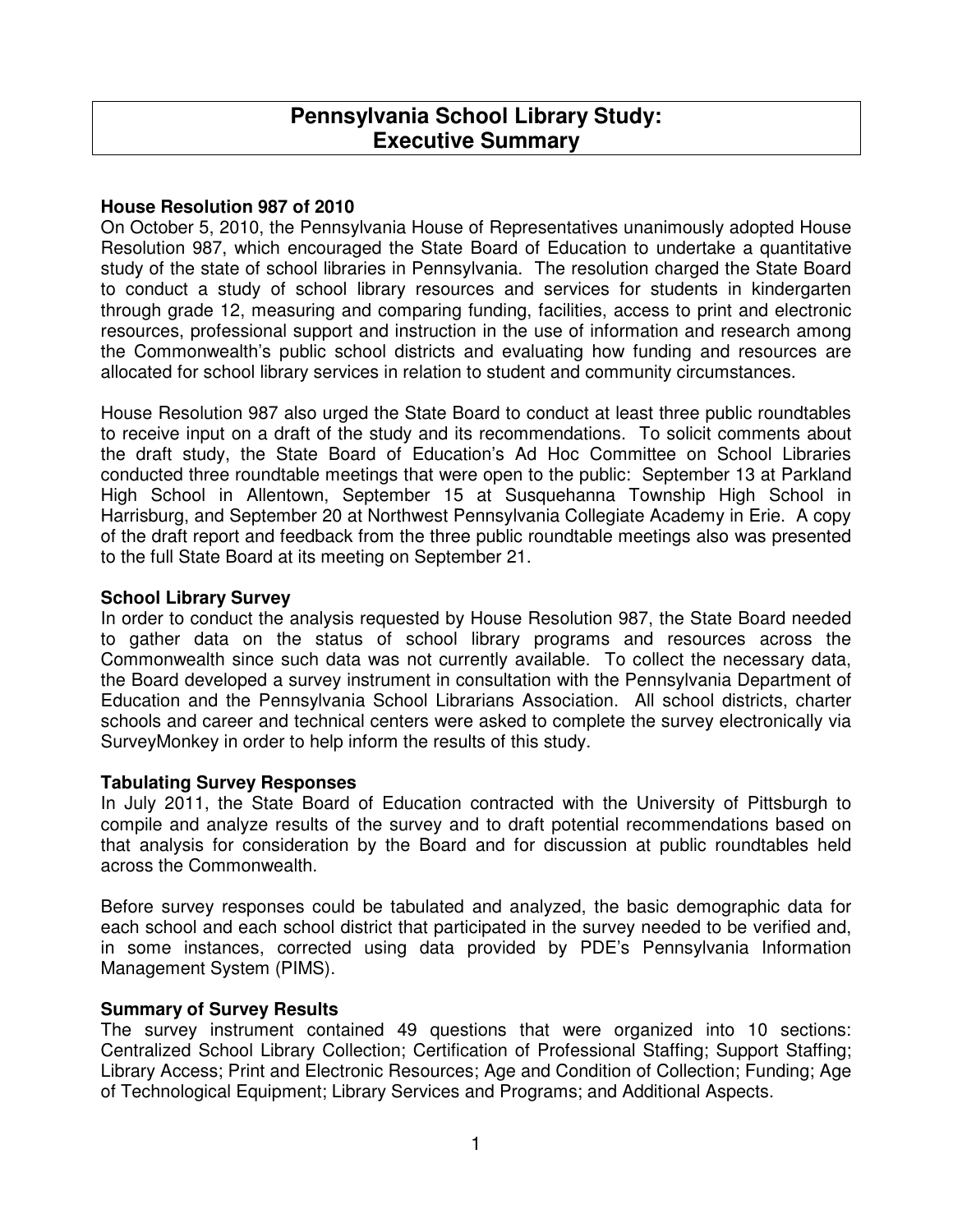# Pennsylvania School Library Study: Executive Summary

**House Resolution 987 of 2010**

On October 5, 2010, the Pennsylvania House of Representatives unanimously adopted House Resolution 987, which encouraged the State Board of Education to undertake a quantitative study of the state of school libraries in Pennsylvania. The resolution charged the State Board to conduct a study of school library resources and services for students in kindergarten through grade 12, measuring and comparing funding, facilities, access to print and electronic resources, professional support and instruction in the use of information and research among the Commonwealth's public school districts and evaluating how funding and resources are allocated for school library services in relation to student and community circumstances.

House Resolution 987 also urged the State Board to conduct at least three public roundtables to receive input on a draft of the study and its recommendations. To solicit comments about the draft study, the State Board of Education's Ad Hoc Committee on School Libraries conducted three roundtable meetings that were open to the public: September 13 at Parkland High School in Allentown, September 15 at Susquehanna Township High School in Harrisburg, and September 20 at Northwest Pennsylvania Collegiate Academy in Erie. A copy of the draft report and feedback from the three public roundtable meetings also was presented to the full State Board at its meeting on September 21.

**School Library Survey**

In order to conduct the analysis requested by House Resolution 987, the State Board needed to gather data on the status of school library programs and resources across the Commonwealth since such data was not currently available. To collect the necessary data, the Board developed a survey instrument in consultation with the Pennsylvania Department of Education and the Pennsylvania School Librarians Association. All school districts, charter schools and career and technical centers were asked to complete the survey electronically via SurveyMonkey in order to help inform the results of this study.

**Tabulating Survey Responses**

In July 2011, the State Board of Education contracted with the University of Pittsburgh to compile and analyze results of the survey and to draft potential recommendations based on that analysis for consideration by the Board and for discussion at public roundtables held across the Commonwealth.

Before survey responses could be tabulated and analyzed, the basic demographic data for each school and each school district that participated in the survey needed to be verified and, in some instances, corrected using data provided by PDE's Pennsylvania Information Management System (PIMS).

**Summary of Survey Results**

The survey instrument contained 49 questions that were organized into 10 sections: Centralized School Library Collection; Certification of Professional Staffing; Support Staffing; Library Access; Print and Electronic Resources; Age and Condition of Collection; Funding; Age of Technological Equipment; Library Services and Programs; and Additional Aspects.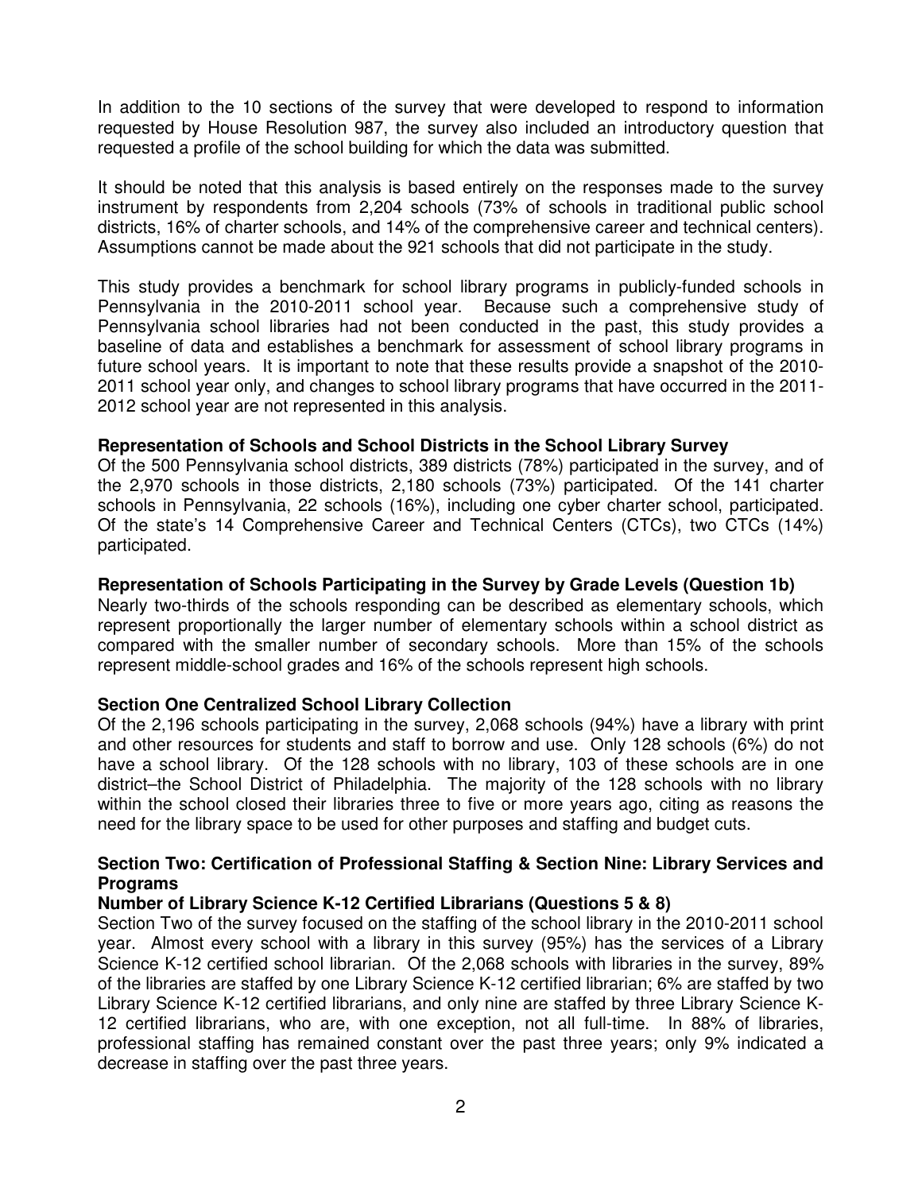In addition to the 10 sections of the survey that were developed to respond to information requested by House Resolution 987, the survey also included an introductory question that requested a profile of the school building for which the data was submitted.

It should be noted that this analysis is based entirely on the responses made to the survey instrument by respondents from 2,204 schools (73% of schools in traditional public school districts, 16% of charter schools, and 14% of the comprehensive career and technical centers). Assumptions cannot be made about the 921 schools that did not participate in the study.

This study provides a benchmark for school library programs in publicly-funded schools in Pennsylvania in the 2010-2011 school year. Because such a comprehensive study of Pennsylvania school libraries had not been conducted in the past, this study provides a baseline of data and establishes a benchmark for assessment of school library programs in future school years. It is important to note that these results provide a snapshot of the 2010-2011 school year only, and changes to school library programs that have occurred in the 2011-2012 school year are not represented in this analysis.

**Representation of Schools and School Districts in the School Library Survey**

Of the 500 Pennsylvania school districts, 389 districts (78%) participated in the survey, and of the 2,970 schools in those districts, 2,180 schools (73%) participated. Of the 141 charter schools in Pennsylvania, 22 schools (16%), including one cyber charter school, participated. Of the state's 14 Comprehensive Career and Technical Centers (CTCs), two CTCs (14%) participated.

**Representation of Schools Participating in the Survey by Grade Levels (Question 1b)**

Nearly two-thirds of the schools responding can be described as elementary schools, which represent proportionally the larger number of elementary schools within a school district as compared with the smaller number of secondary schools. More than 15% of the schools represent middle-school grades and 16% of the schools represent high schools.

**Section One Centralized School Library Collection**

Of the 2,196 schools participating in the survey, 2,068 schools (94%) have a library with print and other resources for students and staff to borrow and use. Only 128 schools (6%) do not have a school library. Of the 128 schools with no library, 103 of these schools are in one district–the School District of Philadelphia. The majority of the 128 schools with no library within the school closed their libraries three to five or more years ago, citing as reasons the need for the library space to be used for other purposes and staffing and budget cuts.

**Section Two: Certification of Professional Staffing & Section Nine: Library Services and Programs**

**Number of Library Science K-12 Certified Librarians (Questions 5 & 8)**

Section Two of the survey focused on the staffing of the school library in the 2010-2011 school year. Almost every school with a library in this survey (95%) has the services of a Library Science K-12 certified school librarian. Of the 2,068 schools with libraries in the survey, 89% of the libraries are staffed by one Library Science K-12 certified librarian; 6% are staffed by two Library Science K-12 certified librarians, and only nine are staffed by three Library Science K-12 certified librarians, who are, with one exception, not all full-time. In 88% of libraries, professional staffing has remained constant over the past three years; only 9% indicated a decrease in staffing over the past three years.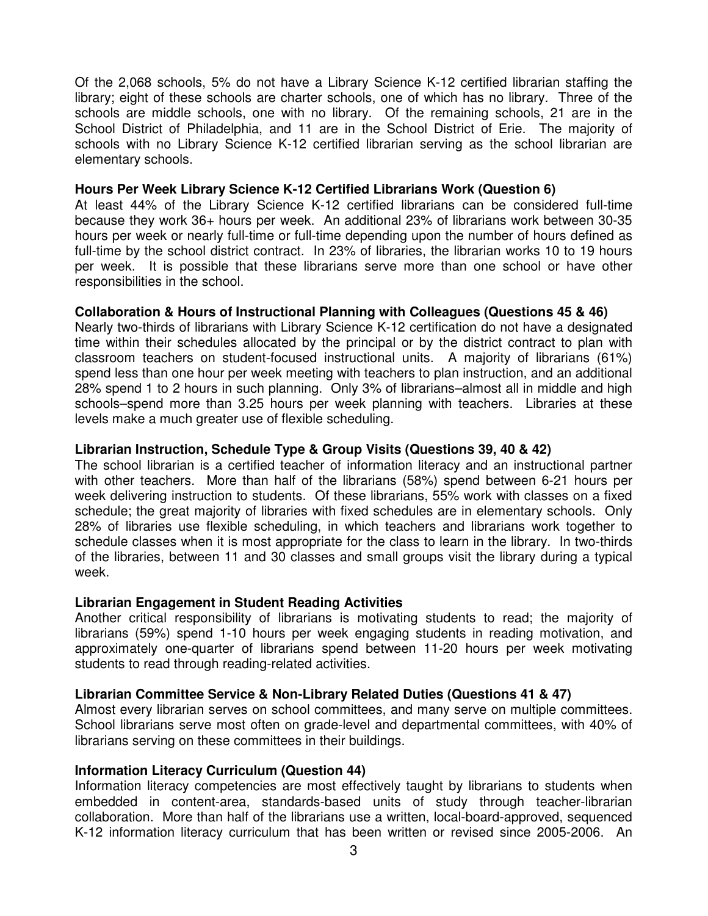Of the 2,068 schools, 5% do not have a Library Science K-12 certified librarian staffing the library; eight of these schools are charter schools, one of which has no library. Three of the schools are middle schools, one with no library. Of the remaining schools, 21 are in the School District of Philadelphia, and 11 are in the School District of Erie. The majority of schools with no Library Science K-12 certified librarian serving as the school librarian are elementary schools.

**Hours Per Week Library Science K-12 Certified Librarians Work (Question 6)**

At least 44% of the Library Science K-12 certified librarians can be considered full-time because they work 36+ hours per week. An additional 23% of librarians work between 30-35 hours per week or nearly full-time or full-time depending upon the number of hours defined as full-time by the school district contract. In 23% of libraries, the librarian works 10 to 19 hours per week. It is possible that these librarians serve more than one school or have other responsibilities in the school.

**Collaboration & Hours of Instructional Planning with Colleagues (Questions 45 & 46)**

Nearly two-thirds of librarians with Library Science K-12 certification do not have a designated time within their schedules allocated by the principal or by the district contract to plan with classroom teachers on student-focused instructional units. A majority of librarians (61%) spend less than one hour per week meeting with teachers to plan instruction, and an additional 28% spend 1 to 2 hours in such planning. Only 3% of librarians–almost all in middle and high schools–spend more than 3.25 hours per week planning with teachers. Libraries at these levels make a much greater use of flexible scheduling.

**Librarian Instruction, Schedule Type & Group Visits (Questions 39, 40 & 42)**

The school librarian is a certified teacher of information literacy and an instructional partner with other teachers. More than half of the librarians (58%) spend between 6-21 hours per week delivering instruction to students. Of these librarians, 55% work with classes on a fixed schedule; the great majority of libraries with fixed schedules are in elementary schools. Only 28% of libraries use flexible scheduling, in which teachers and librarians work together to schedule classes when it is most appropriate for the class to learn in the library. In two-thirds of the libraries, between 11 and 30 classes and small groups visit the library during a typical week.

**Librarian Engagement in Student Reading Activities**

Another critical responsibility of librarians is motivating students to read; the majority of librarians (59%) spend 1-10 hours per week engaging students in reading motivation, and approximately one-quarter of librarians spend between 11-20 hours per week motivating students to read through reading-related activities.

**Librarian Committee Service & Non-Library Related Duties (Questions 41 & 47)**

Almost every librarian serves on school committees, and many serve on multiple committees. School librarians serve most often on grade-level and departmental committees, with 40% of librarians serving on these committees in their buildings.

**Information Literacy Curriculum (Question 44)**

Information literacy competencies are most effectively taught by librarians to students when embedded in content-area, standards-based units of study through teacher-librarian collaboration. More than half of the librarians use a written, local-board-approved, sequenced K-12 information literacy curriculum that has been written or revised since 2005-2006. An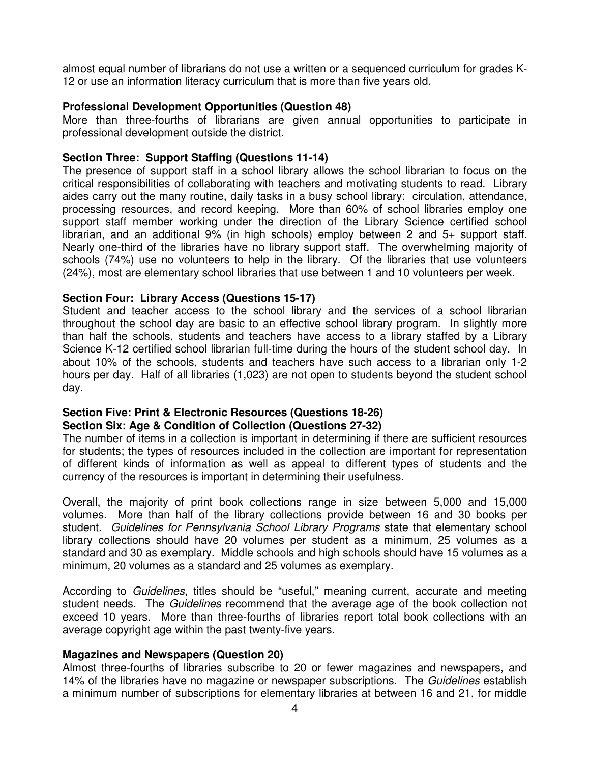almost equal number of librarians do not use a written or a sequenced curriculum for grades K-12 or use an information literacy curriculum that is more than five years old.

**Professional Development Opportunities (Question 48)**

More than three-fourths of librarians are given annual opportunities to participate in professional development outside the district.

**Section Three: Support Staffing (Questions 11-14)**

The presence of support staff in a school library allows the school librarian to focus on the critical responsibilities of collaborating with teachers and motivating students to read. Library aides carry out the many routine, daily tasks in a busy school library: circulation, attendance, processing resources, and record keeping. More than 60% of school libraries employ one support staff member working under the direction of the Library Science certified school librarian, and an additional 9% (in high schools) employ between 2 and 5+ support staff. Nearly one-third of the libraries have no library support staff. The overwhelming majority of schools (74%) use no volunteers to help in the library. Of the libraries that use volunteers (24%), most are elementary school libraries that use between 1 and 10 volunteers per week.

**Section Four: Library Access (Questions 15-17)**

Student and teacher access to the school library and the services of a school librarian throughout the school day are basic to an effective school library program. In slightly more than half the schools, students and teachers have access to a library staffed by a Library Science K-12 certified school librarian full-time during the hours of the student school day. In about 10% of the schools, students and teachers have such access to a librarian only 1-2 hours per day. Half of all libraries (1,023) are not open to students beyond the student school day.

**Section Five: Print & Electronic Resources (Questions 18-26)**
**Section Six: Age & Condition of Collection (Questions 27-32)**

The number of items in a collection is important in determining if there are sufficient resources for students; the types of resources included in the collection are important for representation of different kinds of information as well as appeal to different types of students and the currency of the resources is important in determining their usefulness.

Overall, the majority of print book collections range in size between 5,000 and 15,000 volumes. More than half of the library collections provide between 16 and 30 books per student. *Guidelines for Pennsylvania School Library Programs* state that elementary school library collections should have 20 volumes per student as a minimum, 25 volumes as a standard and 30 as exemplary. Middle schools and high schools should have 15 volumes as a minimum, 20 volumes as a standard and 25 volumes as exemplary.

According to *Guidelines*, titles should be "useful," meaning current, accurate and meeting student needs. The *Guidelines* recommend that the average age of the book collection not exceed 10 years. More than three-fourths of libraries report total book collections with an average copyright age within the past twenty-five years.

**Magazines and Newspapers (Question 20)**

Almost three-fourths of libraries subscribe to 20 or fewer magazines and newspapers, and 14% of the libraries have no magazine or newspaper subscriptions. The *Guidelines* establish a minimum number of subscriptions for elementary libraries at between 16 and 21, for middle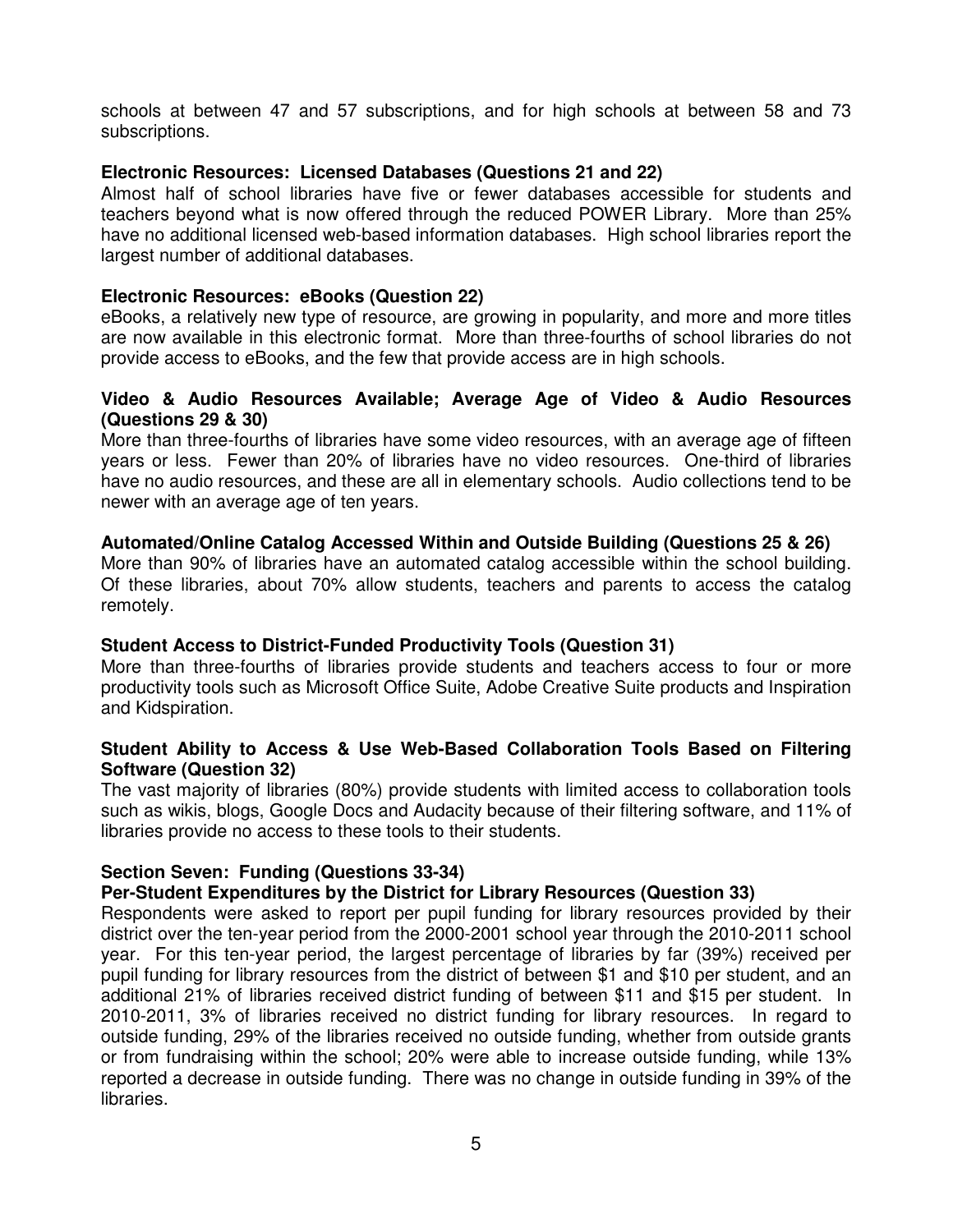schools at between 47 and 57 subscriptions, and for high schools at between 58 and 73 subscriptions.

**Electronic Resources: Licensed Databases (Questions 21 and 22)**

Almost half of school libraries have five or fewer databases accessible for students and teachers beyond what is now offered through the reduced POWER Library. More than 25% have no additional licensed web-based information databases. High school libraries report the largest number of additional databases.

**Electronic Resources: eBooks (Question 22)**

eBooks, a relatively new type of resource, are growing in popularity, and more and more titles are now available in this electronic format. More than three-fourths of school libraries do not provide access to eBooks, and the few that provide access are in high schools.

**Video & Audio Resources Available; Average Age of Video & Audio Resources (Questions 29 & 30)**

More than three-fourths of libraries have some video resources, with an average age of fifteen years or less. Fewer than 20% of libraries have no video resources. One-third of libraries have no audio resources, and these are all in elementary schools. Audio collections tend to be newer with an average age of ten years.

**Automated/Online Catalog Accessed Within and Outside Building (Questions 25 & 26)**

More than 90% of libraries have an automated catalog accessible within the school building. Of these libraries, about 70% allow students, teachers and parents to access the catalog remotely.

**Student Access to District-Funded Productivity Tools (Question 31)**

More than three-fourths of libraries provide students and teachers access to four or more productivity tools such as Microsoft Office Suite, Adobe Creative Suite products and Inspiration and Kidspiration.

**Student Ability to Access & Use Web-Based Collaboration Tools Based on Filtering Software (Question 32)**

The vast majority of libraries (80%) provide students with limited access to collaboration tools such as wikis, blogs, Google Docs and Audacity because of their filtering software, and 11% of libraries provide no access to these tools to their students.

**Section Seven: Funding (Questions 33-34)**

**Per-Student Expenditures by the District for Library Resources (Question 33)**

Respondents were asked to report per pupil funding for library resources provided by their district over the ten-year period from the 2000-2001 school year through the 2010-2011 school year. For this ten-year period, the largest percentage of libraries by far (39%) received per pupil funding for library resources from the district of between $1 and $10 per student, and an additional 21% of libraries received district funding of between $11 and $15 per student. In 2010-2011, 3% of libraries received no district funding for library resources. In regard to outside funding, 29% of the libraries received no outside funding, whether from outside grants or from fundraising within the school; 20% were able to increase outside funding, while 13% reported a decrease in outside funding. There was no change in outside funding in 39% of the libraries.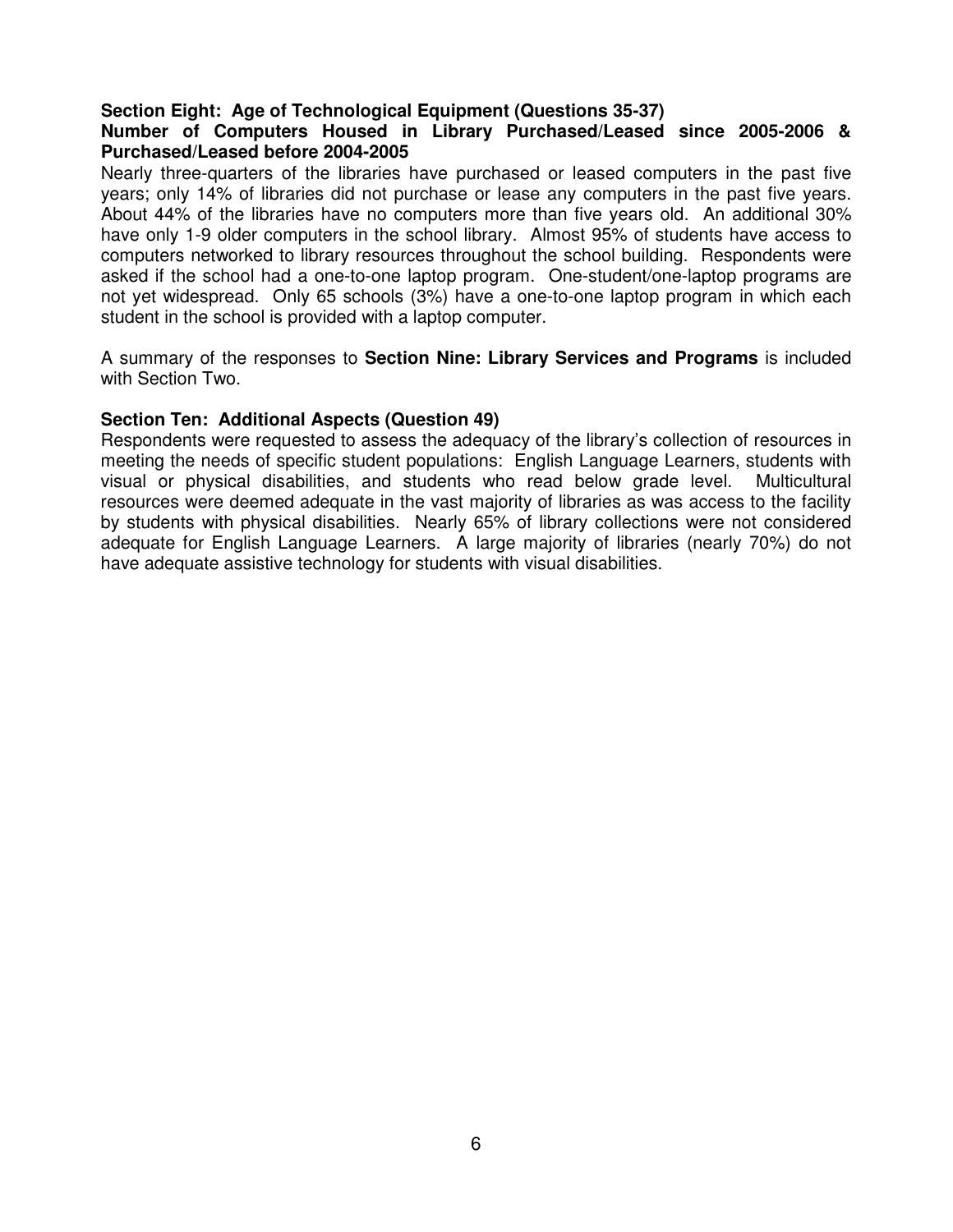## Section Eight: Age of Technological Equipment (Questions 35-37)

### Number of Computers Housed in Library Purchased/Leased since 2005-2006 & Purchased/Leased before 2004-2005

Nearly three-quarters of the libraries have purchased or leased computers in the past five years; only 14% of libraries did not purchase or lease any computers in the past five years. About 44% of the libraries have no computers more than five years old. An additional 30% have only 1-9 older computers in the school library. Almost 95% of students have access to computers networked to library resources throughout the school building. Respondents were asked if the school had a one-to-one laptop program. One-student/one-laptop programs are not yet widespread. Only 65 schools (3%) have a one-to-one laptop program in which each student in the school is provided with a laptop computer.

A summary of the responses to **Section Nine: Library Services and Programs** is included with Section Two.

## Section Ten: Additional Aspects (Question 49)

Respondents were requested to assess the adequacy of the library's collection of resources in meeting the needs of specific student populations: English Language Learners, students with visual or physical disabilities, and students who read below grade level. Multicultural resources were deemed adequate in the vast majority of libraries as was access to the facility by students with physical disabilities. Nearly 65% of library collections were not considered adequate for English Language Learners. A large majority of libraries (nearly 70%) do not have adequate assistive technology for students with visual disabilities.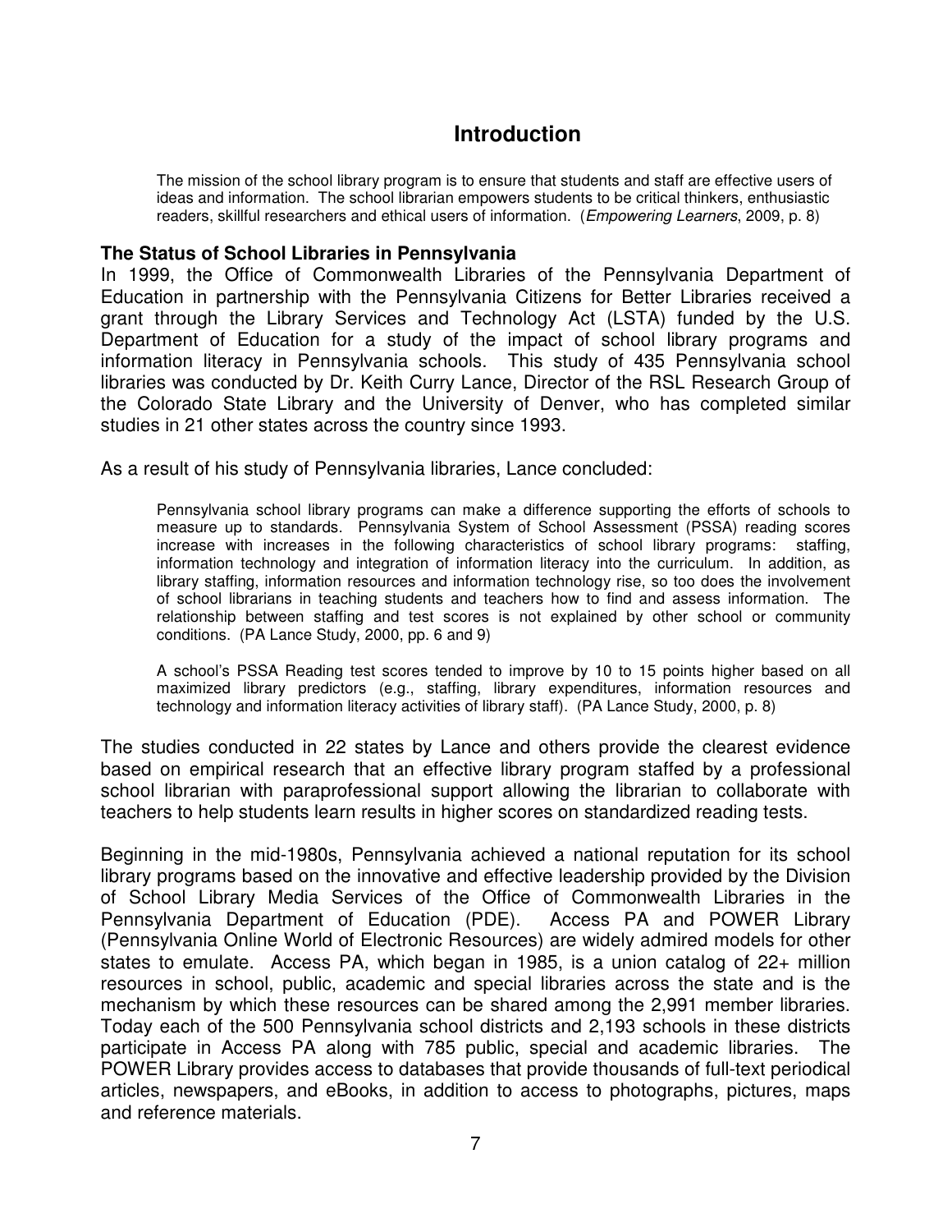# Introduction

> The mission of the school library program is to ensure that students and staff are effective users of ideas and information. The school librarian empowers students to be critical thinkers, enthusiastic readers, skillful researchers and ethical users of information. (*Empowering Learners*, 2009, p. 8)

### The Status of School Libraries in Pennsylvania

In 1999, the Office of Commonwealth Libraries of the Pennsylvania Department of Education in partnership with the Pennsylvania Citizens for Better Libraries received a grant through the Library Services and Technology Act (LSTA) funded by the U.S. Department of Education for a study of the impact of school library programs and information literacy in Pennsylvania schools. This study of 435 Pennsylvania school libraries was conducted by Dr. Keith Curry Lance, Director of the RSL Research Group of the Colorado State Library and the University of Denver, who has completed similar studies in 21 other states across the country since 1993.

As a result of his study of Pennsylvania libraries, Lance concluded:

> Pennsylvania school library programs can make a difference supporting the efforts of schools to measure up to standards. Pennsylvania System of School Assessment (PSSA) reading scores increase with increases in the following characteristics of school library programs: staffing, information technology and integration of information literacy into the curriculum. In addition, as library staffing, information resources and information technology rise, so too does the involvement of school librarians in teaching students and teachers how to find and assess information. The relationship between staffing and test scores is not explained by other school or community conditions. (PA Lance Study, 2000, pp. 6 and 9)
>
> A school's PSSA Reading test scores tended to improve by 10 to 15 points higher based on all maximized library predictors (e.g., staffing, library expenditures, information resources and technology and information literacy activities of library staff). (PA Lance Study, 2000, p. 8)

The studies conducted in 22 states by Lance and others provide the clearest evidence based on empirical research that an effective library program staffed by a professional school librarian with paraprofessional support allowing the librarian to collaborate with teachers to help students learn results in higher scores on standardized reading tests.

Beginning in the mid-1980s, Pennsylvania achieved a national reputation for its school library programs based on the innovative and effective leadership provided by the Division of School Library Media Services of the Office of Commonwealth Libraries in the Pennsylvania Department of Education (PDE). Access PA and POWER Library (Pennsylvania Online World of Electronic Resources) are widely admired models for other states to emulate. Access PA, which began in 1985, is a union catalog of 22+ million resources in school, public, academic and special libraries across the state and is the mechanism by which these resources can be shared among the 2,991 member libraries. Today each of the 500 Pennsylvania school districts and 2,193 schools in these districts participate in Access PA along with 785 public, special and academic libraries. The POWER Library provides access to databases that provide thousands of full-text periodical articles, newspapers, and eBooks, in addition to access to photographs, pictures, maps and reference materials.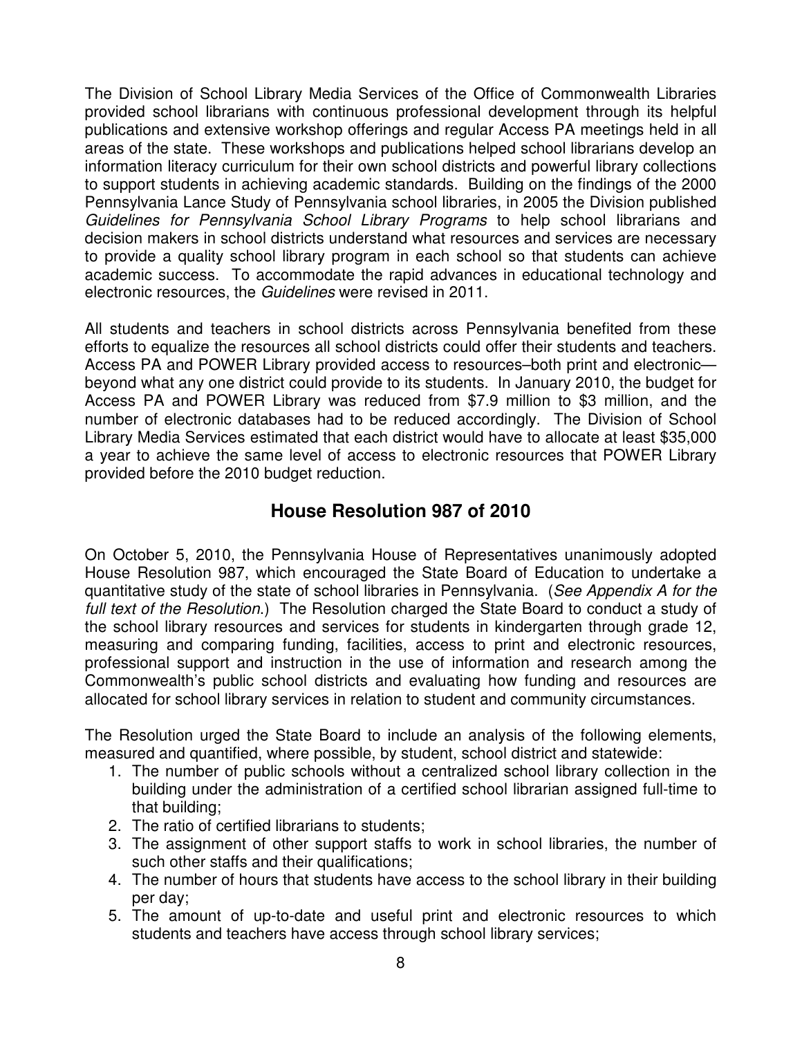The Division of School Library Media Services of the Office of Commonwealth Libraries provided school librarians with continuous professional development through its helpful publications and extensive workshop offerings and regular Access PA meetings held in all areas of the state. These workshops and publications helped school librarians develop an information literacy curriculum for their own school districts and powerful library collections to support students in achieving academic standards. Building on the findings of the 2000 Pennsylvania Lance Study of Pennsylvania school libraries, in 2005 the Division published *Guidelines for Pennsylvania School Library Programs* to help school librarians and decision makers in school districts understand what resources and services are necessary to provide a quality school library program in each school so that students can achieve academic success. To accommodate the rapid advances in educational technology and electronic resources, the *Guidelines* were revised in 2011.

All students and teachers in school districts across Pennsylvania benefited from these efforts to equalize the resources all school districts could offer their students and teachers. Access PA and POWER Library provided access to resources–both print and electronic—beyond what any one district could provide to its students. In January 2010, the budget for Access PA and POWER Library was reduced from $7.9 million to $3 million, and the number of electronic databases had to be reduced accordingly. The Division of School Library Media Services estimated that each district would have to allocate at least $35,000 a year to achieve the same level of access to electronic resources that POWER Library provided before the 2010 budget reduction.

## House Resolution 987 of 2010

On October 5, 2010, the Pennsylvania House of Representatives unanimously adopted House Resolution 987, which encouraged the State Board of Education to undertake a quantitative study of the state of school libraries in Pennsylvania. (*See Appendix A for the full text of the Resolution.*) The Resolution charged the State Board to conduct a study of the school library resources and services for students in kindergarten through grade 12, measuring and comparing funding, facilities, access to print and electronic resources, professional support and instruction in the use of information and research among the Commonwealth's public school districts and evaluating how funding and resources are allocated for school library services in relation to student and community circumstances.

The Resolution urged the State Board to include an analysis of the following elements, measured and quantified, where possible, by student, school district and statewide:

1. The number of public schools without a centralized school library collection in the building under the administration of a certified school librarian assigned full-time to that building;
2. The ratio of certified librarians to students;
3. The assignment of other support staffs to work in school libraries, the number of such other staffs and their qualifications;
4. The number of hours that students have access to the school library in their building per day;
5. The amount of up-to-date and useful print and electronic resources to which students and teachers have access through school library services;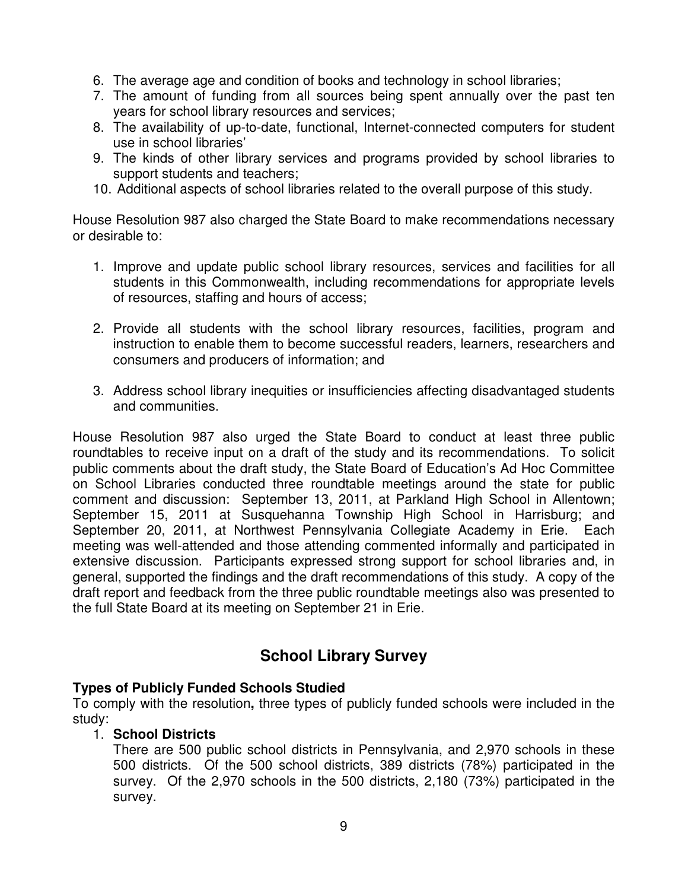6. The average age and condition of books and technology in school libraries;
7. The amount of funding from all sources being spent annually over the past ten years for school library resources and services;
8. The availability of up-to-date, functional, Internet-connected computers for student use in school libraries'
9. The kinds of other library services and programs provided by school libraries to support students and teachers;
10. Additional aspects of school libraries related to the overall purpose of this study.

House Resolution 987 also charged the State Board to make recommendations necessary or desirable to:

1. Improve and update public school library resources, services and facilities for all students in this Commonwealth, including recommendations for appropriate levels of resources, staffing and hours of access;

2. Provide all students with the school library resources, facilities, program and instruction to enable them to become successful readers, learners, researchers and consumers and producers of information; and

3. Address school library inequities or insufficiencies affecting disadvantaged students and communities.

House Resolution 987 also urged the State Board to conduct at least three public roundtables to receive input on a draft of the study and its recommendations. To solicit public comments about the draft study, the State Board of Education's Ad Hoc Committee on School Libraries conducted three roundtable meetings around the state for public comment and discussion: September 13, 2011, at Parkland High School in Allentown; September 15, 2011 at Susquehanna Township High School in Harrisburg; and September 20, 2011, at Northwest Pennsylvania Collegiate Academy in Erie. Each meeting was well-attended and those attending commented informally and participated in extensive discussion. Participants expressed strong support for school libraries and, in general, supported the findings and the draft recommendations of this study. A copy of the draft report and feedback from the three public roundtable meetings also was presented to the full State Board at its meeting on September 21 in Erie.

## School Library Survey

**Types of Publicly Funded Schools Studied**
To comply with the resolution**,** three types of publicly funded schools were included in the study:

1. **School Districts**
   There are 500 public school districts in Pennsylvania, and 2,970 schools in these 500 districts. Of the 500 school districts, 389 districts (78%) participated in the survey. Of the 2,970 schools in the 500 districts, 2,180 (73%) participated in the survey.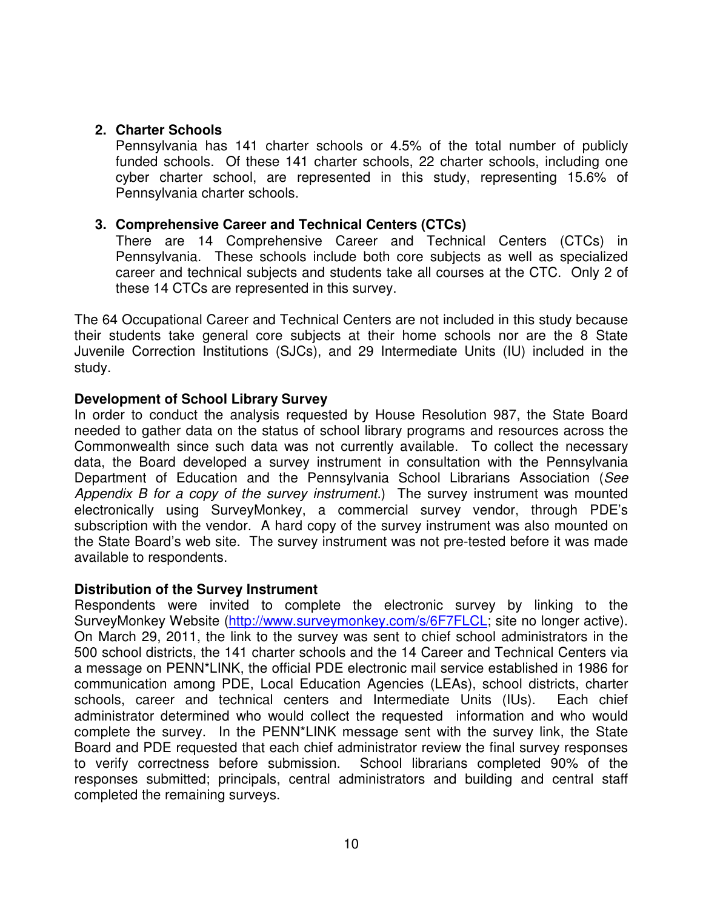2. **Charter Schools**
   Pennsylvania has 141 charter schools or 4.5% of the total number of publicly funded schools. Of these 141 charter schools, 22 charter schools, including one cyber charter school, are represented in this study, representing 15.6% of Pennsylvania charter schools.

3. **Comprehensive Career and Technical Centers (CTCs)**
   There are 14 Comprehensive Career and Technical Centers (CTCs) in Pennsylvania. These schools include both core subjects as well as specialized career and technical subjects and students take all courses at the CTC. Only 2 of these 14 CTCs are represented in this survey.

The 64 Occupational Career and Technical Centers are not included in this study because their students take general core subjects at their home schools nor are the 8 State Juvenile Correction Institutions (SJCs), and 29 Intermediate Units (IU) included in the study.

**Development of School Library Survey**

In order to conduct the analysis requested by House Resolution 987, the State Board needed to gather data on the status of school library programs and resources across the Commonwealth since such data was not currently available. To collect the necessary data, the Board developed a survey instrument in consultation with the Pennsylvania Department of Education and the Pennsylvania School Librarians Association (*See Appendix B for a copy of the survey instrument.*) The survey instrument was mounted electronically using SurveyMonkey, a commercial survey vendor, through PDE's subscription with the vendor. A hard copy of the survey instrument was also mounted on the State Board's web site. The survey instrument was not pre-tested before it was made available to respondents.

**Distribution of the Survey Instrument**

Respondents were invited to complete the electronic survey by linking to the SurveyMonkey Website (http://www.surveymonkey.com/s/6F7FLCL; site no longer active). On March 29, 2011, the link to the survey was sent to chief school administrators in the 500 school districts, the 141 charter schools and the 14 Career and Technical Centers via a message on PENN*LINK, the official PDE electronic mail service established in 1986 for communication among PDE, Local Education Agencies (LEAs), school districts, charter schools, career and technical centers and Intermediate Units (IUs). Each chief administrator determined who would collect the requested information and who would complete the survey. In the PENN*LINK message sent with the survey link, the State Board and PDE requested that each chief administrator review the final survey responses to verify correctness before submission. School librarians completed 90% of the responses submitted; principals, central administrators and building and central staff completed the remaining surveys.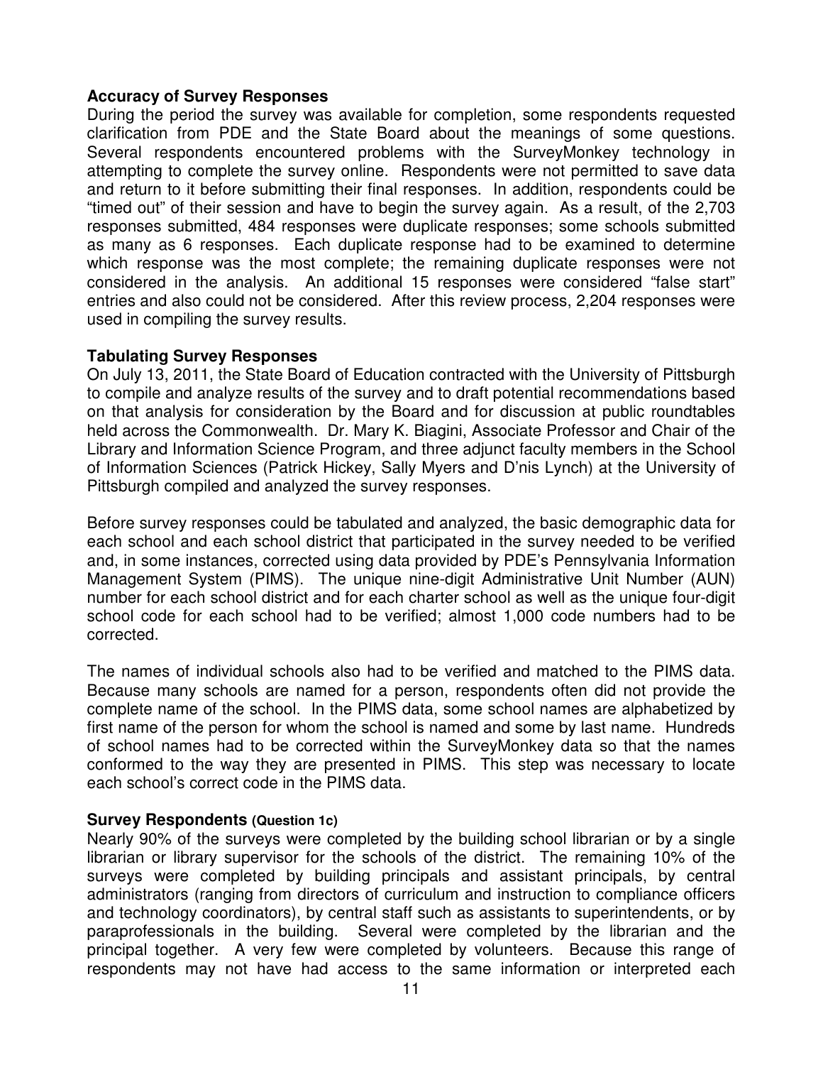**Accuracy of Survey Responses**

During the period the survey was available for completion, some respondents requested clarification from PDE and the State Board about the meanings of some questions. Several respondents encountered problems with the SurveyMonkey technology in attempting to complete the survey online. Respondents were not permitted to save data and return to it before submitting their final responses. In addition, respondents could be "timed out" of their session and have to begin the survey again. As a result, of the 2,703 responses submitted, 484 responses were duplicate responses; some schools submitted as many as 6 responses. Each duplicate response had to be examined to determine which response was the most complete; the remaining duplicate responses were not considered in the analysis. An additional 15 responses were considered "false start" entries and also could not be considered. After this review process, 2,204 responses were used in compiling the survey results.

**Tabulating Survey Responses**

On July 13, 2011, the State Board of Education contracted with the University of Pittsburgh to compile and analyze results of the survey and to draft potential recommendations based on that analysis for consideration by the Board and for discussion at public roundtables held across the Commonwealth. Dr. Mary K. Biagini, Associate Professor and Chair of the Library and Information Science Program, and three adjunct faculty members in the School of Information Sciences (Patrick Hickey, Sally Myers and D'nis Lynch) at the University of Pittsburgh compiled and analyzed the survey responses.

Before survey responses could be tabulated and analyzed, the basic demographic data for each school and each school district that participated in the survey needed to be verified and, in some instances, corrected using data provided by PDE's Pennsylvania Information Management System (PIMS). The unique nine-digit Administrative Unit Number (AUN) number for each school district and for each charter school as well as the unique four-digit school code for each school had to be verified; almost 1,000 code numbers had to be corrected.

The names of individual schools also had to be verified and matched to the PIMS data. Because many schools are named for a person, respondents often did not provide the complete name of the school. In the PIMS data, some school names are alphabetized by first name of the person for whom the school is named and some by last name. Hundreds of school names had to be corrected within the SurveyMonkey data so that the names conformed to the way they are presented in PIMS. This step was necessary to locate each school's correct code in the PIMS data.

**Survey Respondents (Question 1c)**

Nearly 90% of the surveys were completed by the building school librarian or by a single librarian or library supervisor for the schools of the district. The remaining 10% of the surveys were completed by building principals and assistant principals, by central administrators (ranging from directors of curriculum and instruction to compliance officers and technology coordinators), by central staff such as assistants to superintendents, or by paraprofessionals in the building. Several were completed by the librarian and the principal together. A very few were completed by volunteers. Because this range of respondents may not have had access to the same information or interpreted each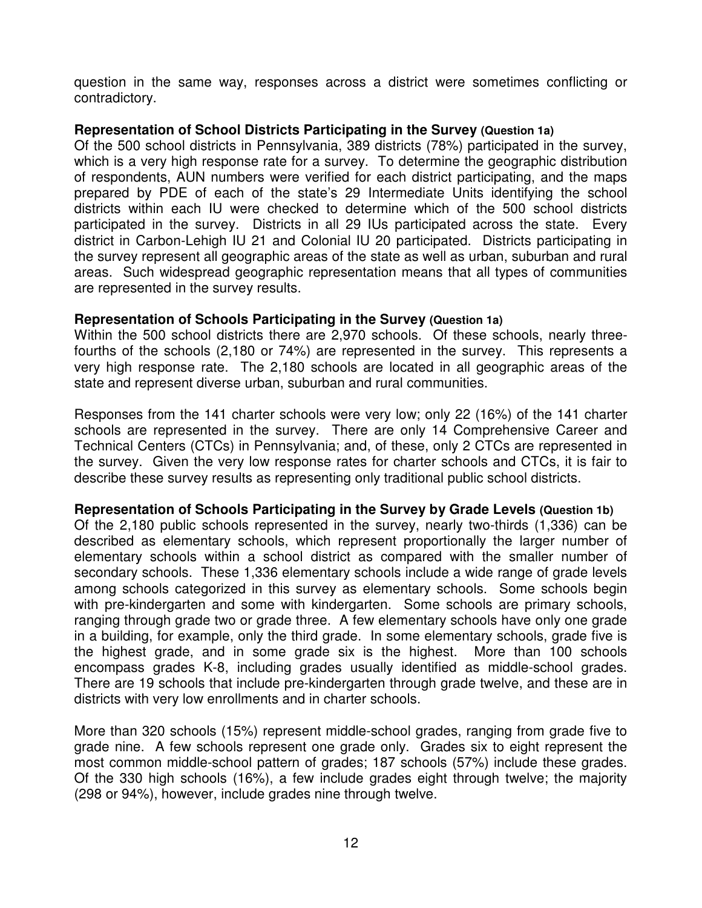question in the same way, responses across a district were sometimes conflicting or contradictory.

**Representation of School Districts Participating in the Survey (Question 1a)**
Of the 500 school districts in Pennsylvania, 389 districts (78%) participated in the survey, which is a very high response rate for a survey. To determine the geographic distribution of respondents, AUN numbers were verified for each district participating, and the maps prepared by PDE of each of the state's 29 Intermediate Units identifying the school districts within each IU were checked to determine which of the 500 school districts participated in the survey. Districts in all 29 IUs participated across the state. Every district in Carbon-Lehigh IU 21 and Colonial IU 20 participated. Districts participating in the survey represent all geographic areas of the state as well as urban, suburban and rural areas. Such widespread geographic representation means that all types of communities are represented in the survey results.

**Representation of Schools Participating in the Survey (Question 1a)**
Within the 500 school districts there are 2,970 schools. Of these schools, nearly three-fourths of the schools (2,180 or 74%) are represented in the survey. This represents a very high response rate. The 2,180 schools are located in all geographic areas of the state and represent diverse urban, suburban and rural communities.

Responses from the 141 charter schools were very low; only 22 (16%) of the 141 charter schools are represented in the survey. There are only 14 Comprehensive Career and Technical Centers (CTCs) in Pennsylvania; and, of these, only 2 CTCs are represented in the survey. Given the very low response rates for charter schools and CTCs, it is fair to describe these survey results as representing only traditional public school districts.

**Representation of Schools Participating in the Survey by Grade Levels (Question 1b)**
Of the 2,180 public schools represented in the survey, nearly two-thirds (1,336) can be described as elementary schools, which represent proportionally the larger number of elementary schools within a school district as compared with the smaller number of secondary schools. These 1,336 elementary schools include a wide range of grade levels among schools categorized in this survey as elementary schools. Some schools begin with pre-kindergarten and some with kindergarten. Some schools are primary schools, ranging through grade two or grade three. A few elementary schools have only one grade in a building, for example, only the third grade. In some elementary schools, grade five is the highest grade, and in some grade six is the highest. More than 100 schools encompass grades K-8, including grades usually identified as middle-school grades. There are 19 schools that include pre-kindergarten through grade twelve, and these are in districts with very low enrollments and in charter schools.

More than 320 schools (15%) represent middle-school grades, ranging from grade five to grade nine. A few schools represent one grade only. Grades six to eight represent the most common middle-school pattern of grades; 187 schools (57%) include these grades. Of the 330 high schools (16%), a few include grades eight through twelve; the majority (298 or 94%), however, include grades nine through twelve.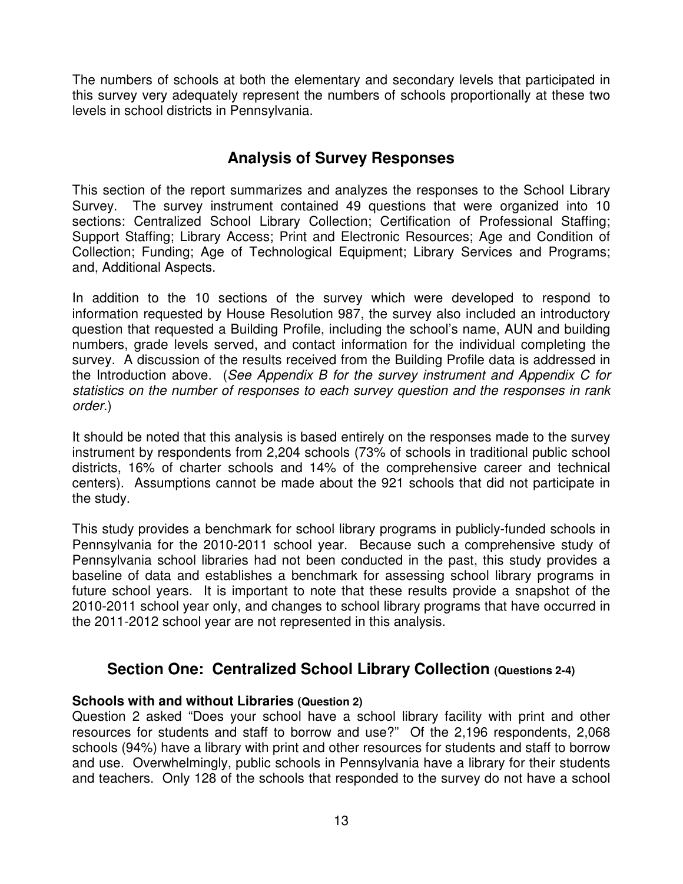The numbers of schools at both the elementary and secondary levels that participated in this survey very adequately represent the numbers of schools proportionally at these two levels in school districts in Pennsylvania.

## Analysis of Survey Responses

This section of the report summarizes and analyzes the responses to the School Library Survey. The survey instrument contained 49 questions that were organized into 10 sections: Centralized School Library Collection; Certification of Professional Staffing; Support Staffing; Library Access; Print and Electronic Resources; Age and Condition of Collection; Funding; Age of Technological Equipment; Library Services and Programs; and, Additional Aspects.

In addition to the 10 sections of the survey which were developed to respond to information requested by House Resolution 987, the survey also included an introductory question that requested a Building Profile, including the school's name, AUN and building numbers, grade levels served, and contact information for the individual completing the survey. A discussion of the results received from the Building Profile data is addressed in the Introduction above. (*See Appendix B for the survey instrument and Appendix C for statistics on the number of responses to each survey question and the responses in rank order.*)

It should be noted that this analysis is based entirely on the responses made to the survey instrument by respondents from 2,204 schools (73% of schools in traditional public school districts, 16% of charter schools and 14% of the comprehensive career and technical centers). Assumptions cannot be made about the 921 schools that did not participate in the study.

This study provides a benchmark for school library programs in publicly-funded schools in Pennsylvania for the 2010-2011 school year. Because such a comprehensive study of Pennsylvania school libraries had not been conducted in the past, this study provides a baseline of data and establishes a benchmark for assessing school library programs in future school years. It is important to note that these results provide a snapshot of the 2010-2011 school year only, and changes to school library programs that have occurred in the 2011-2012 school year are not represented in this analysis.

## Section One: Centralized School Library Collection (Questions 2-4)

**Schools with and without Libraries (Question 2)**

Question 2 asked "Does your school have a school library facility with print and other resources for students and staff to borrow and use?" Of the 2,196 respondents, 2,068 schools (94%) have a library with print and other resources for students and staff to borrow and use. Overwhelmingly, public schools in Pennsylvania have a library for their students and teachers. Only 128 of the schools that responded to the survey do not have a school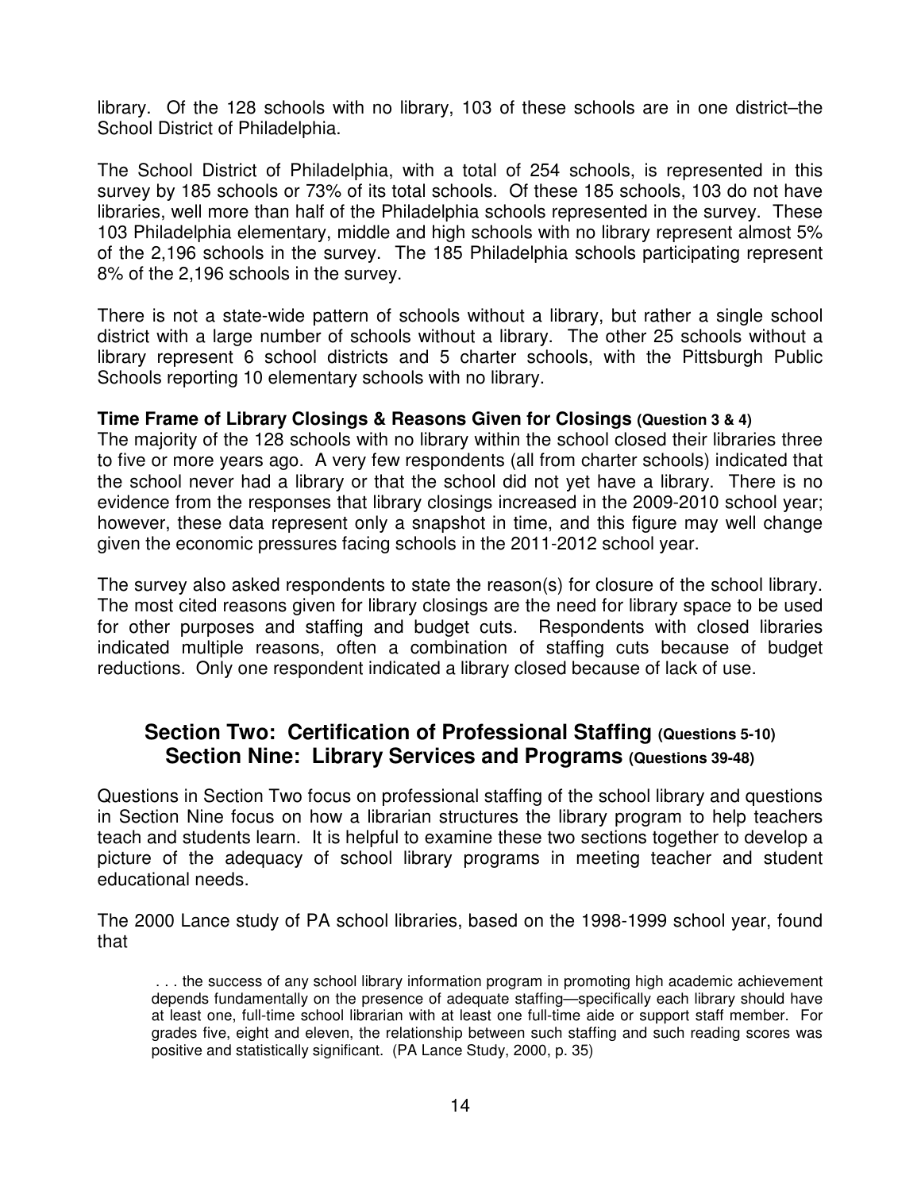library. Of the 128 schools with no library, 103 of these schools are in one district–the School District of Philadelphia.

The School District of Philadelphia, with a total of 254 schools, is represented in this survey by 185 schools or 73% of its total schools. Of these 185 schools, 103 do not have libraries, well more than half of the Philadelphia schools represented in the survey. These 103 Philadelphia elementary, middle and high schools with no library represent almost 5% of the 2,196 schools in the survey. The 185 Philadelphia schools participating represent 8% of the 2,196 schools in the survey.

There is not a state-wide pattern of schools without a library, but rather a single school district with a large number of schools without a library. The other 25 schools without a library represent 6 school districts and 5 charter schools, with the Pittsburgh Public Schools reporting 10 elementary schools with no library.

**Time Frame of Library Closings & Reasons Given for Closings (Question 3 & 4)**

The majority of the 128 schools with no library within the school closed their libraries three to five or more years ago. A very few respondents (all from charter schools) indicated that the school never had a library or that the school did not yet have a library. There is no evidence from the responses that library closings increased in the 2009-2010 school year; however, these data represent only a snapshot in time, and this figure may well change given the economic pressures facing schools in the 2011-2012 school year.

The survey also asked respondents to state the reason(s) for closure of the school library. The most cited reasons given for library closings are the need for library space to be used for other purposes and staffing and budget cuts. Respondents with closed libraries indicated multiple reasons, often a combination of staffing cuts because of budget reductions. Only one respondent indicated a library closed because of lack of use.

## Section Two: Certification of Professional Staffing (Questions 5-10)
## Section Nine: Library Services and Programs (Questions 39-48)

Questions in Section Two focus on professional staffing of the school library and questions in Section Nine focus on how a librarian structures the library program to help teachers teach and students learn. It is helpful to examine these two sections together to develop a picture of the adequacy of school library programs in meeting teacher and student educational needs.

The 2000 Lance study of PA school libraries, based on the 1998-1999 school year, found that

> . . . the success of any school library information program in promoting high academic achievement depends fundamentally on the presence of adequate staffing—specifically each library should have at least one, full-time school librarian with at least one full-time aide or support staff member. For grades five, eight and eleven, the relationship between such staffing and such reading scores was positive and statistically significant. (PA Lance Study, 2000, p. 35)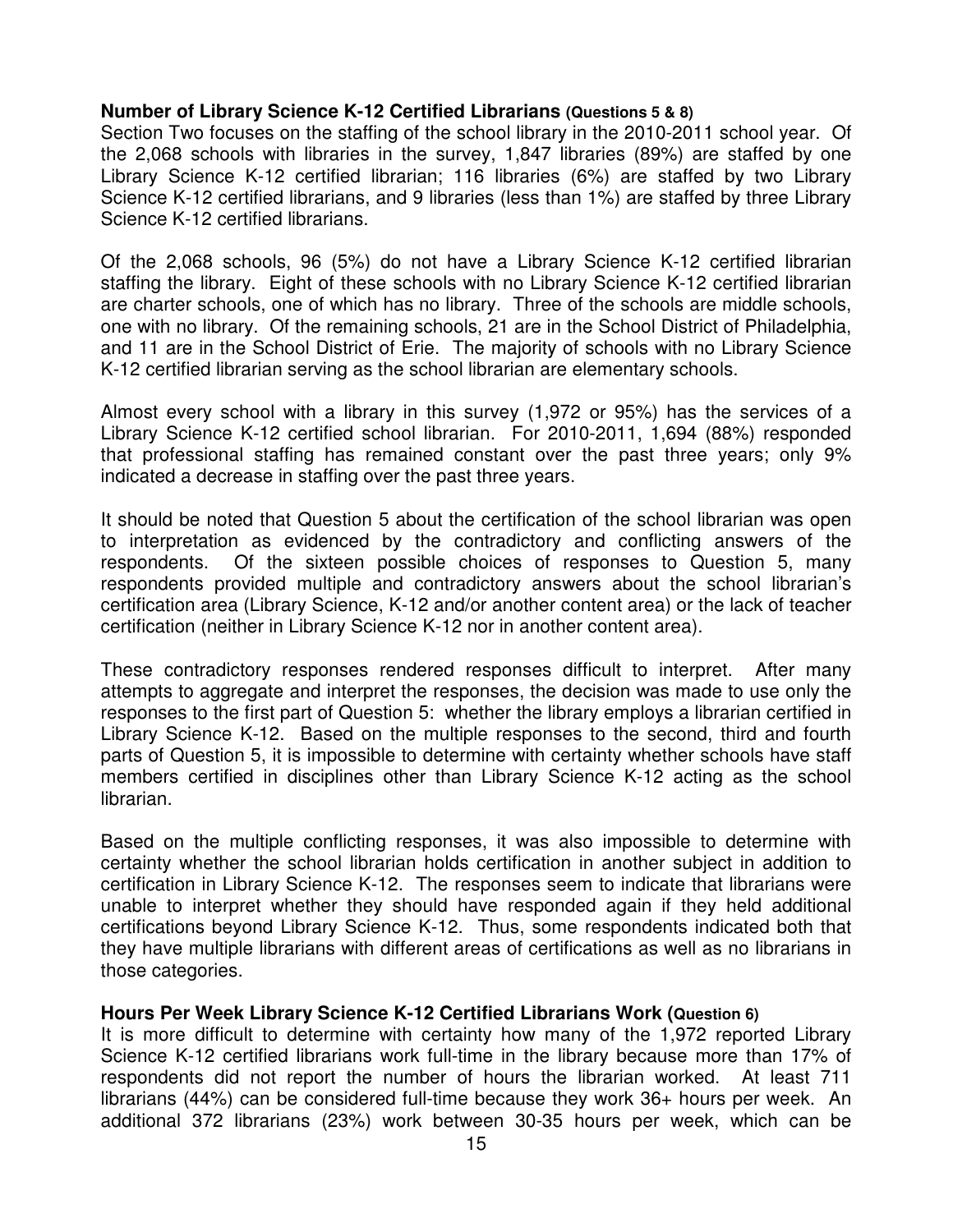**Number of Library Science K-12 Certified Librarians (Questions 5 & 8)**

Section Two focuses on the staffing of the school library in the 2010-2011 school year. Of the 2,068 schools with libraries in the survey, 1,847 libraries (89%) are staffed by one Library Science K-12 certified librarian; 116 libraries (6%) are staffed by two Library Science K-12 certified librarians, and 9 libraries (less than 1%) are staffed by three Library Science K-12 certified librarians.

Of the 2,068 schools, 96 (5%) do not have a Library Science K-12 certified librarian staffing the library. Eight of these schools with no Library Science K-12 certified librarian are charter schools, one of which has no library. Three of the schools are middle schools, one with no library. Of the remaining schools, 21 are in the School District of Philadelphia, and 11 are in the School District of Erie. The majority of schools with no Library Science K-12 certified librarian serving as the school librarian are elementary schools.

Almost every school with a library in this survey (1,972 or 95%) has the services of a Library Science K-12 certified school librarian. For 2010-2011, 1,694 (88%) responded that professional staffing has remained constant over the past three years; only 9% indicated a decrease in staffing over the past three years.

It should be noted that Question 5 about the certification of the school librarian was open to interpretation as evidenced by the contradictory and conflicting answers of the respondents. Of the sixteen possible choices of responses to Question 5, many respondents provided multiple and contradictory answers about the school librarian's certification area (Library Science, K-12 and/or another content area) or the lack of teacher certification (neither in Library Science K-12 nor in another content area).

These contradictory responses rendered responses difficult to interpret. After many attempts to aggregate and interpret the responses, the decision was made to use only the responses to the first part of Question 5: whether the library employs a librarian certified in Library Science K-12. Based on the multiple responses to the second, third and fourth parts of Question 5, it is impossible to determine with certainty whether schools have staff members certified in disciplines other than Library Science K-12 acting as the school librarian.

Based on the multiple conflicting responses, it was also impossible to determine with certainty whether the school librarian holds certification in another subject in addition to certification in Library Science K-12. The responses seem to indicate that librarians were unable to interpret whether they should have responded again if they held additional certifications beyond Library Science K-12. Thus, some respondents indicated both that they have multiple librarians with different areas of certifications as well as no librarians in those categories.

**Hours Per Week Library Science K-12 Certified Librarians Work (Question 6)**

It is more difficult to determine with certainty how many of the 1,972 reported Library Science K-12 certified librarians work full-time in the library because more than 17% of respondents did not report the number of hours the librarian worked. At least 711 librarians (44%) can be considered full-time because they work 36+ hours per week. An additional 372 librarians (23%) work between 30-35 hours per week, which can be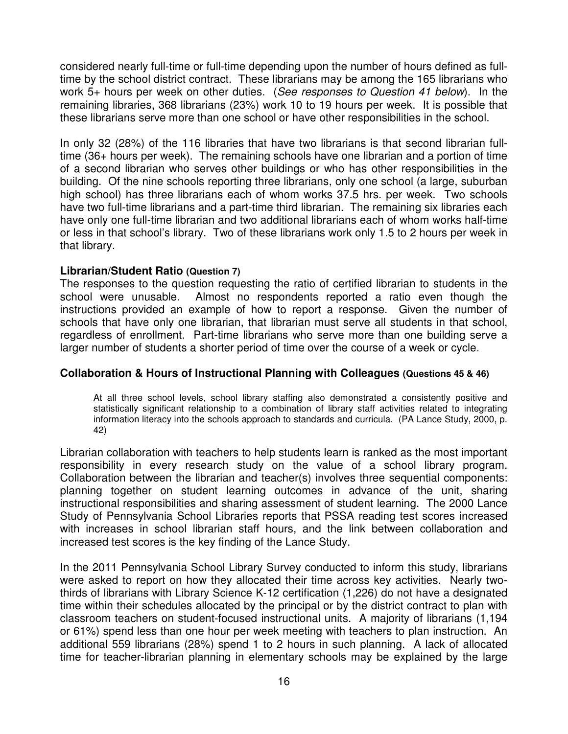considered nearly full-time or full-time depending upon the number of hours defined as full-time by the school district contract. These librarians may be among the 165 librarians who work 5+ hours per week on other duties. (*See responses to Question 41 below*). In the remaining libraries, 368 librarians (23%) work 10 to 19 hours per week. It is possible that these librarians serve more than one school or have other responsibilities in the school.

In only 32 (28%) of the 116 libraries that have two librarians is that second librarian full-time (36+ hours per week). The remaining schools have one librarian and a portion of time of a second librarian who serves other buildings or who has other responsibilities in the building. Of the nine schools reporting three librarians, only one school (a large, suburban high school) has three librarians each of whom works 37.5 hrs. per week. Two schools have two full-time librarians and a part-time third librarian. The remaining six libraries each have only one full-time librarian and two additional librarians each of whom works half-time or less in that school's library. Two of these librarians work only 1.5 to 2 hours per week in that library.

### Librarian/Student Ratio (Question 7)

The responses to the question requesting the ratio of certified librarian to students in the school were unusable. Almost no respondents reported a ratio even though the instructions provided an example of how to report a response. Given the number of schools that have only one librarian, that librarian must serve all students in that school, regardless of enrollment. Part-time librarians who serve more than one building serve a larger number of students a shorter period of time over the course of a week or cycle.

### Collaboration & Hours of Instructional Planning with Colleagues (Questions 45 & 46)

> At all three school levels, school library staffing also demonstrated a consistently positive and statistically significant relationship to a combination of library staff activities related to integrating information literacy into the schools approach to standards and curricula. (PA Lance Study, 2000, p. 42)

Librarian collaboration with teachers to help students learn is ranked as the most important responsibility in every research study on the value of a school library program. Collaboration between the librarian and teacher(s) involves three sequential components: planning together on student learning outcomes in advance of the unit, sharing instructional responsibilities and sharing assessment of student learning. The 2000 Lance Study of Pennsylvania School Libraries reports that PSSA reading test scores increased with increases in school librarian staff hours, and the link between collaboration and increased test scores is the key finding of the Lance Study.

In the 2011 Pennsylvania School Library Survey conducted to inform this study, librarians were asked to report on how they allocated their time across key activities. Nearly two-thirds of librarians with Library Science K-12 certification (1,226) do not have a designated time within their schedules allocated by the principal or by the district contract to plan with classroom teachers on student-focused instructional units. A majority of librarians (1,194 or 61%) spend less than one hour per week meeting with teachers to plan instruction. An additional 559 librarians (28%) spend 1 to 2 hours in such planning. A lack of allocated time for teacher-librarian planning in elementary schools may be explained by the large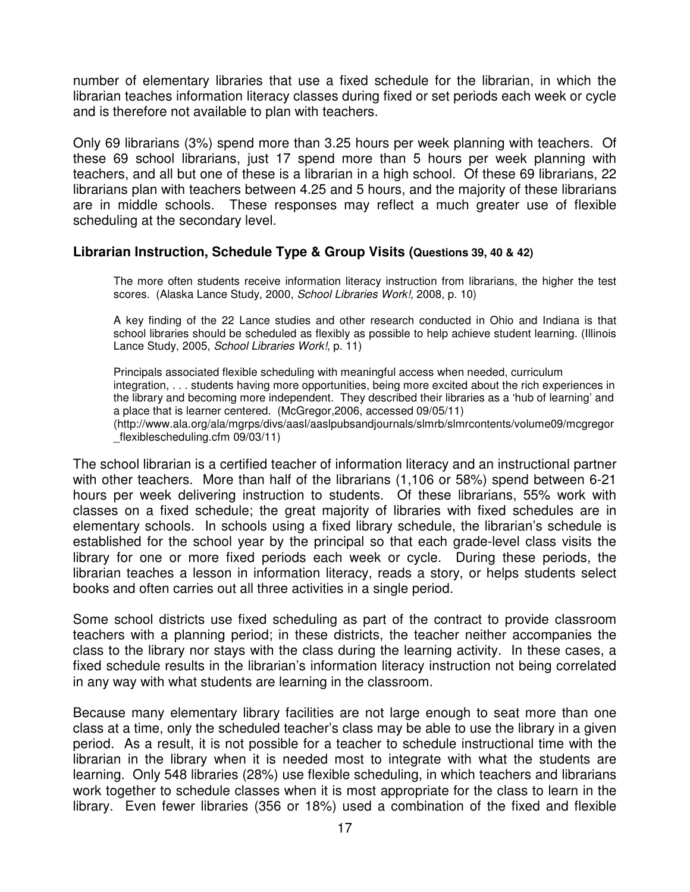number of elementary libraries that use a fixed schedule for the librarian, in which the librarian teaches information literacy classes during fixed or set periods each week or cycle and is therefore not available to plan with teachers.

Only 69 librarians (3%) spend more than 3.25 hours per week planning with teachers. Of these 69 school librarians, just 17 spend more than 5 hours per week planning with teachers, and all but one of these is a librarian in a high school. Of these 69 librarians, 22 librarians plan with teachers between 4.25 and 5 hours, and the majority of these librarians are in middle schools. These responses may reflect a much greater use of flexible scheduling at the secondary level.

### Librarian Instruction, Schedule Type & Group Visits (Questions 39, 40 & 42)

> The more often students receive information literacy instruction from librarians, the higher the test scores. (Alaska Lance Study, 2000, *School Libraries Work!,* 2008, p. 10)
>
> A key finding of the 22 Lance studies and other research conducted in Ohio and Indiana is that school libraries should be scheduled as flexibly as possible to help achieve student learning. (Illinois Lance Study, 2005, *School Libraries Work!*, p. 11)
>
> Principals associated flexible scheduling with meaningful access when needed, curriculum integration, . . . students having more opportunities, being more excited about the rich experiences in the library and becoming more independent. They described their libraries as a 'hub of learning' and a place that is learner centered. (McGregor,2006, accessed 09/05/11) (http://www.ala.org/ala/mgrps/divs/aasl/aaslpubsandjournals/slmrb/slmrcontents/volume09/mcgregor_flexiblescheduling.cfm 09/03/11)

The school librarian is a certified teacher of information literacy and an instructional partner with other teachers. More than half of the librarians (1,106 or 58%) spend between 6-21 hours per week delivering instruction to students. Of these librarians, 55% work with classes on a fixed schedule; the great majority of libraries with fixed schedules are in elementary schools. In schools using a fixed library schedule, the librarian's schedule is established for the school year by the principal so that each grade-level class visits the library for one or more fixed periods each week or cycle. During these periods, the librarian teaches a lesson in information literacy, reads a story, or helps students select books and often carries out all three activities in a single period.

Some school districts use fixed scheduling as part of the contract to provide classroom teachers with a planning period; in these districts, the teacher neither accompanies the class to the library nor stays with the class during the learning activity. In these cases, a fixed schedule results in the librarian's information literacy instruction not being correlated in any way with what students are learning in the classroom.

Because many elementary library facilities are not large enough to seat more than one class at a time, only the scheduled teacher's class may be able to use the library in a given period. As a result, it is not possible for a teacher to schedule instructional time with the librarian in the library when it is needed most to integrate with what the students are learning. Only 548 libraries (28%) use flexible scheduling, in which teachers and librarians work together to schedule classes when it is most appropriate for the class to learn in the library. Even fewer libraries (356 or 18%) used a combination of the fixed and flexible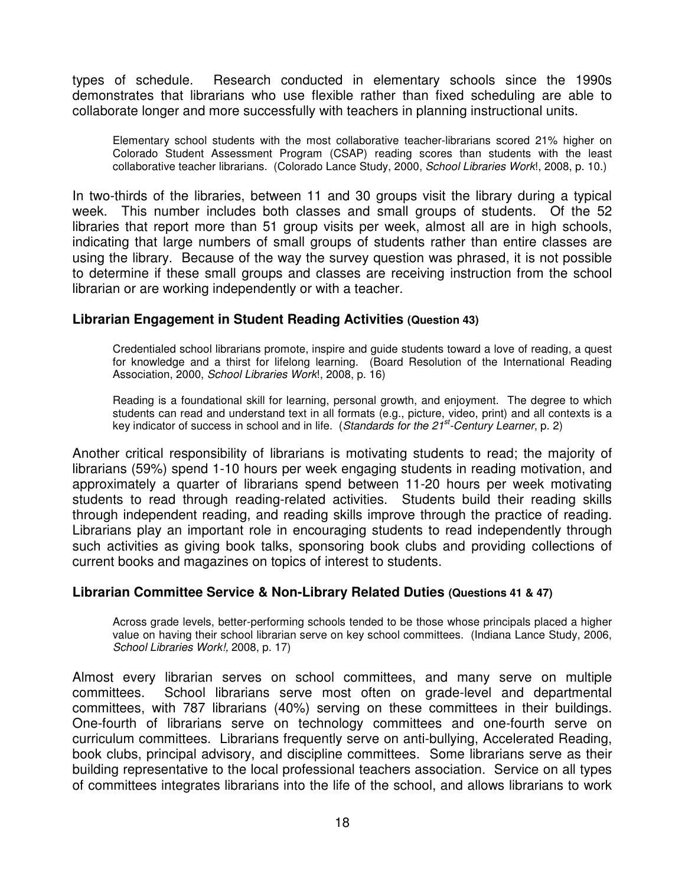types of schedule. Research conducted in elementary schools since the 1990s demonstrates that librarians who use flexible rather than fixed scheduling are able to collaborate longer and more successfully with teachers in planning instructional units.

> Elementary school students with the most collaborative teacher-librarians scored 21% higher on Colorado Student Assessment Program (CSAP) reading scores than students with the least collaborative teacher librarians. (Colorado Lance Study, 2000, *School Libraries Work*!, 2008, p. 10.)

In two-thirds of the libraries, between 11 and 30 groups visit the library during a typical week. This number includes both classes and small groups of students. Of the 52 libraries that report more than 51 group visits per week, almost all are in high schools, indicating that large numbers of small groups of students rather than entire classes are using the library. Because of the way the survey question was phrased, it is not possible to determine if these small groups and classes are receiving instruction from the school librarian or are working independently or with a teacher.

### Librarian Engagement in Student Reading Activities (Question 43)

> Credentialed school librarians promote, inspire and guide students toward a love of reading, a quest for knowledge and a thirst for lifelong learning. (Board Resolution of the International Reading Association, 2000, *School Libraries Work*!, 2008, p. 16)

> Reading is a foundational skill for learning, personal growth, and enjoyment. The degree to which students can read and understand text in all formats (e.g., picture, video, print) and all contexts is a key indicator of success in school and in life. (*Standards for the 21st-Century Learner*, p. 2)

Another critical responsibility of librarians is motivating students to read; the majority of librarians (59%) spend 1-10 hours per week engaging students in reading motivation, and approximately a quarter of librarians spend between 11-20 hours per week motivating students to read through reading-related activities. Students build their reading skills through independent reading, and reading skills improve through the practice of reading. Librarians play an important role in encouraging students to read independently through such activities as giving book talks, sponsoring book clubs and providing collections of current books and magazines on topics of interest to students.

### Librarian Committee Service & Non-Library Related Duties (Questions 41 & 47)

> Across grade levels, better-performing schools tended to be those whose principals placed a higher value on having their school librarian serve on key school committees. (Indiana Lance Study, 2006, *School Libraries Work!,* 2008, p. 17)

Almost every librarian serves on school committees, and many serve on multiple committees. School librarians serve most often on grade-level and departmental committees, with 787 librarians (40%) serving on these committees in their buildings. One-fourth of librarians serve on technology committees and one-fourth serve on curriculum committees. Librarians frequently serve on anti-bullying, Accelerated Reading, book clubs, principal advisory, and discipline committees. Some librarians serve as their building representative to the local professional teachers association. Service on all types of committees integrates librarians into the life of the school, and allows librarians to work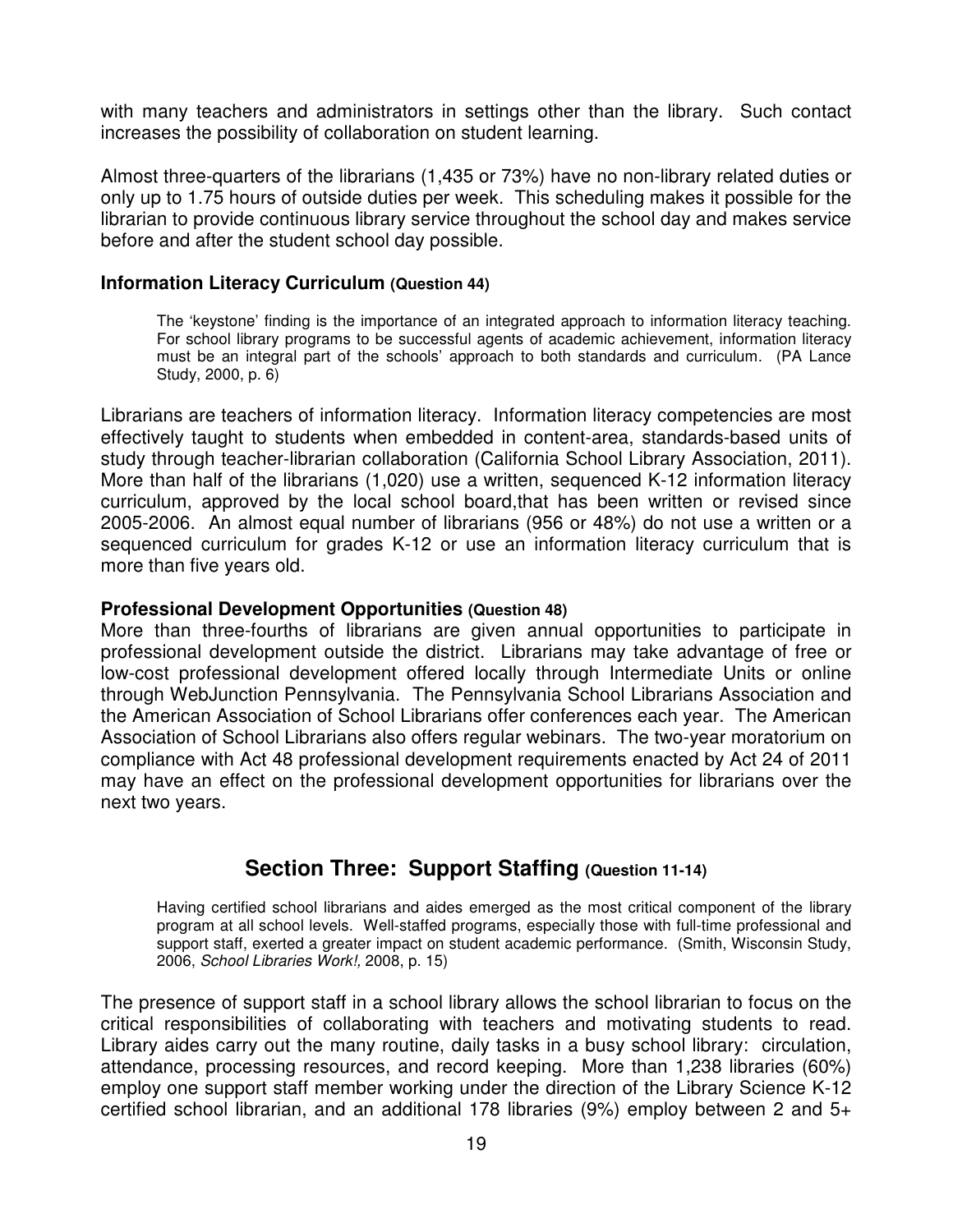with many teachers and administrators in settings other than the library. Such contact increases the possibility of collaboration on student learning.

Almost three-quarters of the librarians (1,435 or 73%) have no non-library related duties or only up to 1.75 hours of outside duties per week. This scheduling makes it possible for the librarian to provide continuous library service throughout the school day and makes service before and after the student school day possible.

### Information Literacy Curriculum (Question 44)

> The 'keystone' finding is the importance of an integrated approach to information literacy teaching. For school library programs to be successful agents of academic achievement, information literacy must be an integral part of the schools' approach to both standards and curriculum. (PA Lance Study, 2000, p. 6)

Librarians are teachers of information literacy. Information literacy competencies are most effectively taught to students when embedded in content-area, standards-based units of study through teacher-librarian collaboration (California School Library Association, 2011). More than half of the librarians (1,020) use a written, sequenced K-12 information literacy curriculum, approved by the local school board,that has been written or revised since 2005-2006. An almost equal number of librarians (956 or 48%) do not use a written or a sequenced curriculum for grades K-12 or use an information literacy curriculum that is more than five years old.

### Professional Development Opportunities (Question 48)

More than three-fourths of librarians are given annual opportunities to participate in professional development outside the district. Librarians may take advantage of free or low-cost professional development offered locally through Intermediate Units or online through WebJunction Pennsylvania. The Pennsylvania School Librarians Association and the American Association of School Librarians offer conferences each year. The American Association of School Librarians also offers regular webinars. The two-year moratorium on compliance with Act 48 professional development requirements enacted by Act 24 of 2011 may have an effect on the professional development opportunities for librarians over the next two years.

## Section Three: Support Staffing (Question 11-14)

> Having certified school librarians and aides emerged as the most critical component of the library program at all school levels. Well-staffed programs, especially those with full-time professional and support staff, exerted a greater impact on student academic performance. (Smith, Wisconsin Study, 2006, *School Libraries Work!,* 2008, p. 15)

The presence of support staff in a school library allows the school librarian to focus on the critical responsibilities of collaborating with teachers and motivating students to read. Library aides carry out the many routine, daily tasks in a busy school library: circulation, attendance, processing resources, and record keeping. More than 1,238 libraries (60%) employ one support staff member working under the direction of the Library Science K-12 certified school librarian, and an additional 178 libraries (9%) employ between 2 and 5+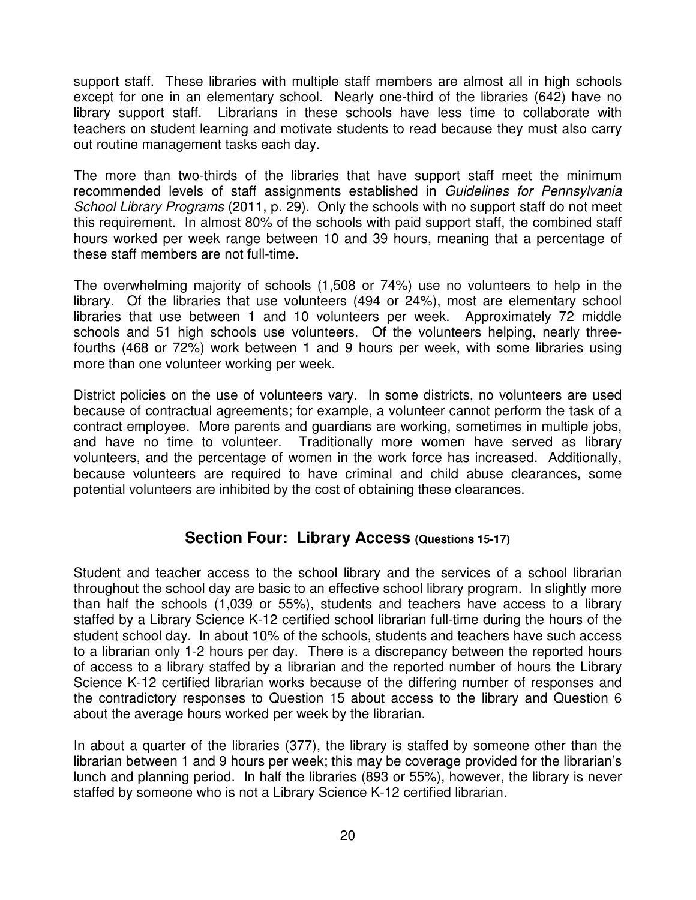support staff. These libraries with multiple staff members are almost all in high schools except for one in an elementary school. Nearly one-third of the libraries (642) have no library support staff. Librarians in these schools have less time to collaborate with teachers on student learning and motivate students to read because they must also carry out routine management tasks each day.

The more than two-thirds of the libraries that have support staff meet the minimum recommended levels of staff assignments established in *Guidelines for Pennsylvania School Library Programs* (2011, p. 29). Only the schools with no support staff do not meet this requirement. In almost 80% of the schools with paid support staff, the combined staff hours worked per week range between 10 and 39 hours, meaning that a percentage of these staff members are not full-time.

The overwhelming majority of schools (1,508 or 74%) use no volunteers to help in the library. Of the libraries that use volunteers (494 or 24%), most are elementary school libraries that use between 1 and 10 volunteers per week. Approximately 72 middle schools and 51 high schools use volunteers. Of the volunteers helping, nearly three-fourths (468 or 72%) work between 1 and 9 hours per week, with some libraries using more than one volunteer working per week.

District policies on the use of volunteers vary. In some districts, no volunteers are used because of contractual agreements; for example, a volunteer cannot perform the task of a contract employee. More parents and guardians are working, sometimes in multiple jobs, and have no time to volunteer. Traditionally more women have served as library volunteers, and the percentage of women in the work force has increased. Additionally, because volunteers are required to have criminal and child abuse clearances, some potential volunteers are inhibited by the cost of obtaining these clearances.

## Section Four: Library Access (Questions 15-17)

Student and teacher access to the school library and the services of a school librarian throughout the school day are basic to an effective school library program. In slightly more than half the schools (1,039 or 55%), students and teachers have access to a library staffed by a Library Science K-12 certified school librarian full-time during the hours of the student school day. In about 10% of the schools, students and teachers have such access to a librarian only 1-2 hours per day. There is a discrepancy between the reported hours of access to a library staffed by a librarian and the reported number of hours the Library Science K-12 certified librarian works because of the differing number of responses and the contradictory responses to Question 15 about access to the library and Question 6 about the average hours worked per week by the librarian.

In about a quarter of the libraries (377), the library is staffed by someone other than the librarian between 1 and 9 hours per week; this may be coverage provided for the librarian's lunch and planning period. In half the libraries (893 or 55%), however, the library is never staffed by someone who is not a Library Science K-12 certified librarian.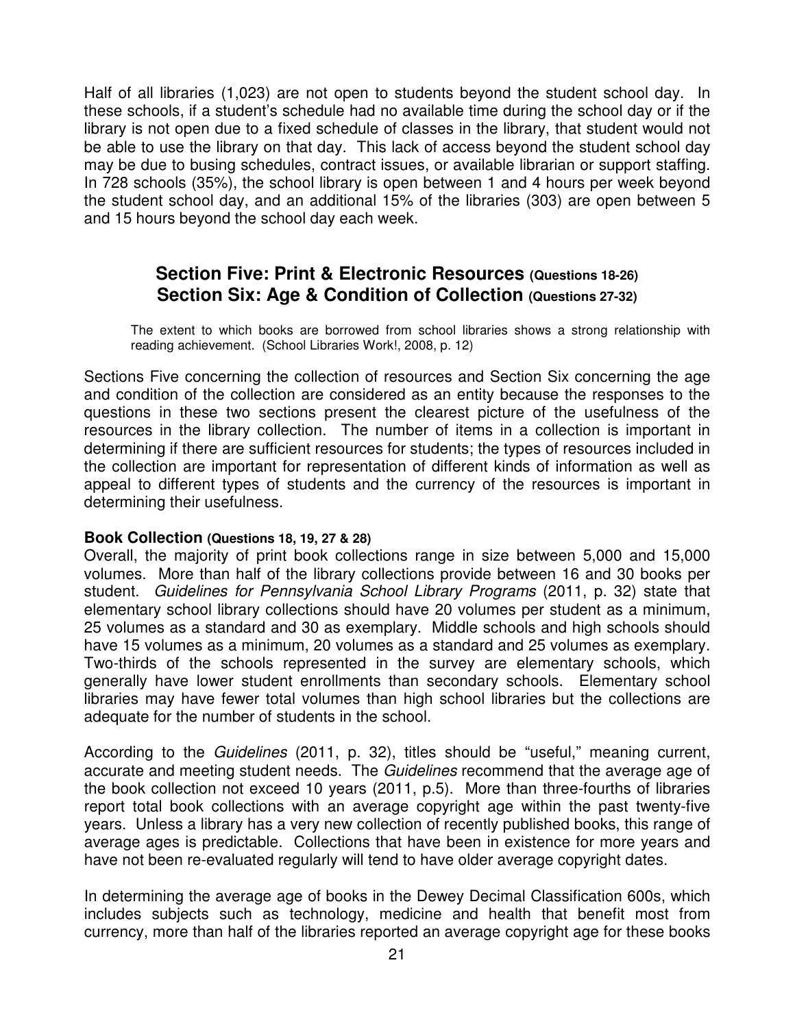Half of all libraries (1,023) are not open to students beyond the student school day. In these schools, if a student's schedule had no available time during the school day or if the library is not open due to a fixed schedule of classes in the library, that student would not be able to use the library on that day. This lack of access beyond the student school day may be due to busing schedules, contract issues, or available librarian or support staffing. In 728 schools (35%), the school library is open between 1 and 4 hours per week beyond the student school day, and an additional 15% of the libraries (303) are open between 5 and 15 hours beyond the school day each week.

## Section Five: Print & Electronic Resources (Questions 18-26)
## Section Six: Age & Condition of Collection (Questions 27-32)

> The extent to which books are borrowed from school libraries shows a strong relationship with reading achievement. (School Libraries Work!, 2008, p. 12)

Sections Five concerning the collection of resources and Section Six concerning the age and condition of the collection are considered as an entity because the responses to the questions in these two sections present the clearest picture of the usefulness of the resources in the library collection. The number of items in a collection is important in determining if there are sufficient resources for students; the types of resources included in the collection are important for representation of different kinds of information as well as appeal to different types of students and the currency of the resources is important in determining their usefulness.

**Book Collection (Questions 18, 19, 27 & 28)**

Overall, the majority of print book collections range in size between 5,000 and 15,000 volumes. More than half of the library collections provide between 16 and 30 books per student. *Guidelines for Pennsylvania School Library Programs* (2011, p. 32) state that elementary school library collections should have 20 volumes per student as a minimum, 25 volumes as a standard and 30 as exemplary. Middle schools and high schools should have 15 volumes as a minimum, 20 volumes as a standard and 25 volumes as exemplary. Two-thirds of the schools represented in the survey are elementary schools, which generally have lower student enrollments than secondary schools. Elementary school libraries may have fewer total volumes than high school libraries but the collections are adequate for the number of students in the school.

According to the *Guidelines* (2011, p. 32), titles should be "useful," meaning current, accurate and meeting student needs. The *Guidelines* recommend that the average age of the book collection not exceed 10 years (2011, p.5). More than three-fourths of libraries report total book collections with an average copyright age within the past twenty-five years. Unless a library has a very new collection of recently published books, this range of average ages is predictable. Collections that have been in existence for more years and have not been re-evaluated regularly will tend to have older average copyright dates.

In determining the average age of books in the Dewey Decimal Classification 600s, which includes subjects such as technology, medicine and health that benefit most from currency, more than half of the libraries reported an average copyright age for these books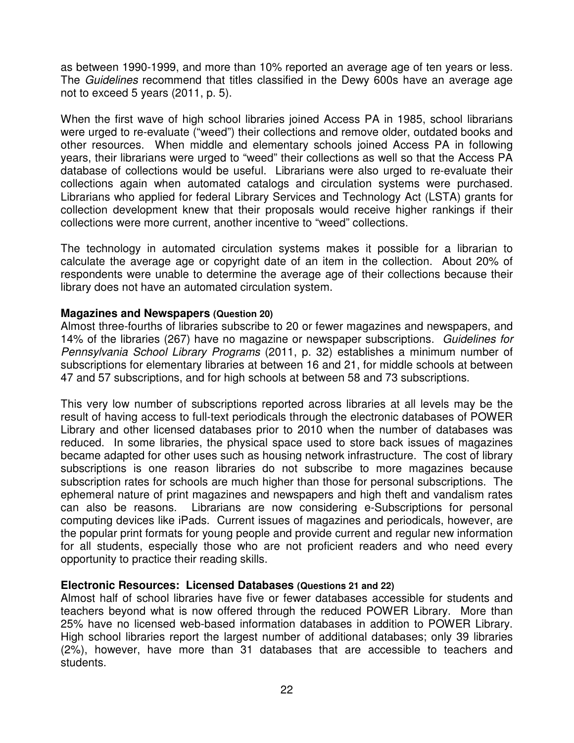as between 1990-1999, and more than 10% reported an average age of ten years or less. The *Guidelines* recommend that titles classified in the Dewy 600s have an average age not to exceed 5 years (2011, p. 5).

When the first wave of high school libraries joined Access PA in 1985, school librarians were urged to re-evaluate ("weed") their collections and remove older, outdated books and other resources. When middle and elementary schools joined Access PA in following years, their librarians were urged to "weed" their collections as well so that the Access PA database of collections would be useful. Librarians were also urged to re-evaluate their collections again when automated catalogs and circulation systems were purchased. Librarians who applied for federal Library Services and Technology Act (LSTA) grants for collection development knew that their proposals would receive higher rankings if their collections were more current, another incentive to "weed" collections.

The technology in automated circulation systems makes it possible for a librarian to calculate the average age or copyright date of an item in the collection. About 20% of respondents were unable to determine the average age of their collections because their library does not have an automated circulation system.

**Magazines and Newspapers (Question 20)**

Almost three-fourths of libraries subscribe to 20 or fewer magazines and newspapers, and 14% of the libraries (267) have no magazine or newspaper subscriptions. *Guidelines for Pennsylvania School Library Programs* (2011, p. 32) establishes a minimum number of subscriptions for elementary libraries at between 16 and 21, for middle schools at between 47 and 57 subscriptions, and for high schools at between 58 and 73 subscriptions.

This very low number of subscriptions reported across libraries at all levels may be the result of having access to full-text periodicals through the electronic databases of POWER Library and other licensed databases prior to 2010 when the number of databases was reduced. In some libraries, the physical space used to store back issues of magazines became adapted for other uses such as housing network infrastructure. The cost of library subscriptions is one reason libraries do not subscribe to more magazines because subscription rates for schools are much higher than those for personal subscriptions. The ephemeral nature of print magazines and newspapers and high theft and vandalism rates can also be reasons. Librarians are now considering e-Subscriptions for personal computing devices like iPads. Current issues of magazines and periodicals, however, are the popular print formats for young people and provide current and regular new information for all students, especially those who are not proficient readers and who need every opportunity to practice their reading skills.

**Electronic Resources: Licensed Databases (Questions 21 and 22)**

Almost half of school libraries have five or fewer databases accessible for students and teachers beyond what is now offered through the reduced POWER Library. More than 25% have no licensed web-based information databases in addition to POWER Library. High school libraries report the largest number of additional databases; only 39 libraries (2%), however, have more than 31 databases that are accessible to teachers and students.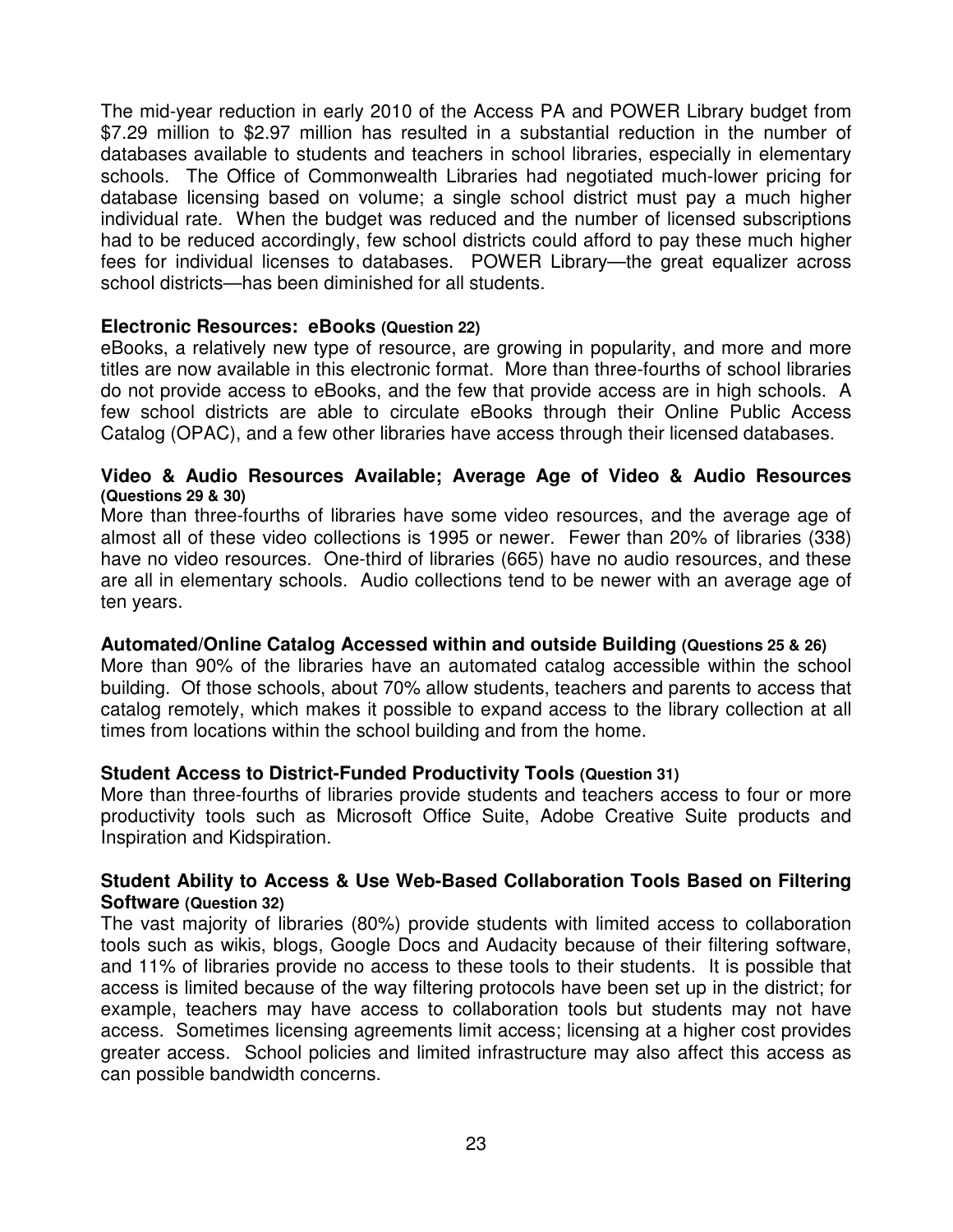The mid-year reduction in early 2010 of the Access PA and POWER Library budget from $7.29 million to $2.97 million has resulted in a substantial reduction in the number of databases available to students and teachers in school libraries, especially in elementary schools. The Office of Commonwealth Libraries had negotiated much-lower pricing for database licensing based on volume; a single school district must pay a much higher individual rate. When the budget was reduced and the number of licensed subscriptions had to be reduced accordingly, few school districts could afford to pay these much higher fees for individual licenses to databases. POWER Library—the great equalizer across school districts—has been diminished for all students.

**Electronic Resources: eBooks (Question 22)**

eBooks, a relatively new type of resource, are growing in popularity, and more and more titles are now available in this electronic format. More than three-fourths of school libraries do not provide access to eBooks, and the few that provide access are in high schools. A few school districts are able to circulate eBooks through their Online Public Access Catalog (OPAC), and a few other libraries have access through their licensed databases.

**Video & Audio Resources Available; Average Age of Video & Audio Resources (Questions 29 & 30)**

More than three-fourths of libraries have some video resources, and the average age of almost all of these video collections is 1995 or newer. Fewer than 20% of libraries (338) have no video resources. One-third of libraries (665) have no audio resources, and these are all in elementary schools. Audio collections tend to be newer with an average age of ten years.

**Automated/Online Catalog Accessed within and outside Building (Questions 25 & 26)**

More than 90% of the libraries have an automated catalog accessible within the school building. Of those schools, about 70% allow students, teachers and parents to access that catalog remotely, which makes it possible to expand access to the library collection at all times from locations within the school building and from the home.

**Student Access to District-Funded Productivity Tools (Question 31)**

More than three-fourths of libraries provide students and teachers access to four or more productivity tools such as Microsoft Office Suite, Adobe Creative Suite products and Inspiration and Kidspiration.

**Student Ability to Access & Use Web-Based Collaboration Tools Based on Filtering Software (Question 32)**

The vast majority of libraries (80%) provide students with limited access to collaboration tools such as wikis, blogs, Google Docs and Audacity because of their filtering software, and 11% of libraries provide no access to these tools to their students. It is possible that access is limited because of the way filtering protocols have been set up in the district; for example, teachers may have access to collaboration tools but students may not have access. Sometimes licensing agreements limit access; licensing at a higher cost provides greater access. School policies and limited infrastructure may also affect this access as can possible bandwidth concerns.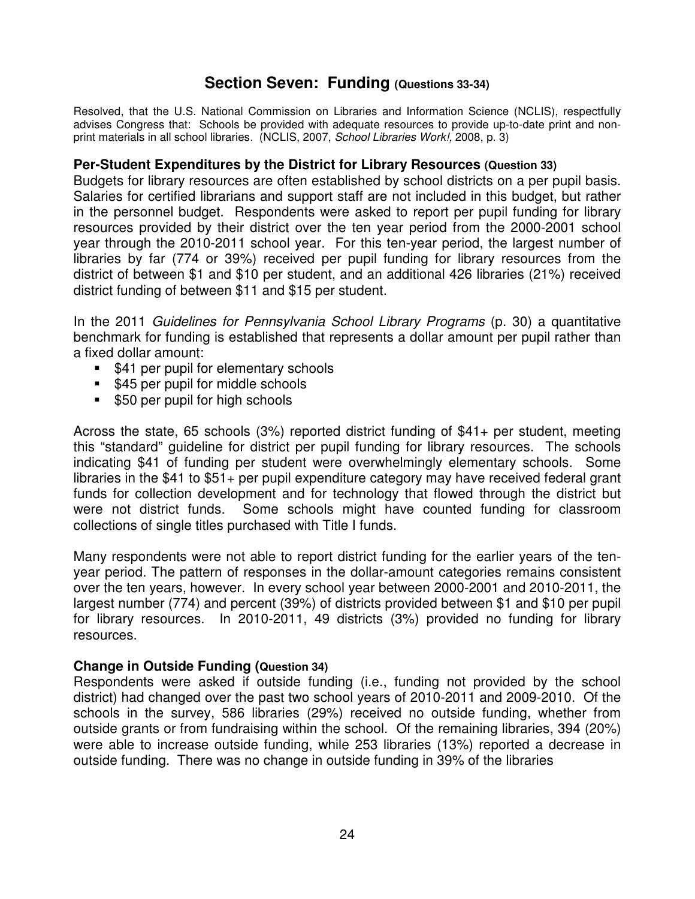## Section Seven: Funding (Questions 33-34)

Resolved, that the U.S. National Commission on Libraries and Information Science (NCLIS), respectfully advises Congress that: Schools be provided with adequate resources to provide up-to-date print and non-print materials in all school libraries. (NCLIS, 2007, *School Libraries Work!,* 2008, p. 3)

### Per-Student Expenditures by the District for Library Resources (Question 33)

Budgets for library resources are often established by school districts on a per pupil basis. Salaries for certified librarians and support staff are not included in this budget, but rather in the personnel budget. Respondents were asked to report per pupil funding for library resources provided by their district over the ten year period from the 2000-2001 school year through the 2010-2011 school year. For this ten-year period, the largest number of libraries by far (774 or 39%) received per pupil funding for library resources from the district of between $1 and $10 per student, and an additional 426 libraries (21%) received district funding of between $11 and $15 per student.

In the 2011 *Guidelines for Pennsylvania School Library Programs* (p. 30) a quantitative benchmark for funding is established that represents a dollar amount per pupil rather than a fixed dollar amount:

- $41 per pupil for elementary schools
- $45 per pupil for middle schools
- $50 per pupil for high schools

Across the state, 65 schools (3%) reported district funding of $41+ per student, meeting this "standard" guideline for district per pupil funding for library resources. The schools indicating $41 of funding per student were overwhelmingly elementary schools. Some libraries in the $41 to $51+ per pupil expenditure category may have received federal grant funds for collection development and for technology that flowed through the district but were not district funds. Some schools might have counted funding for classroom collections of single titles purchased with Title I funds.

Many respondents were not able to report district funding for the earlier years of the ten-year period. The pattern of responses in the dollar-amount categories remains consistent over the ten years, however. In every school year between 2000-2001 and 2010-2011, the largest number (774) and percent (39%) of districts provided between $1 and $10 per pupil for library resources. In 2010-2011, 49 districts (3%) provided no funding for library resources.

### Change in Outside Funding (Question 34)

Respondents were asked if outside funding (i.e., funding not provided by the school district) had changed over the past two school years of 2010-2011 and 2009-2010. Of the schools in the survey, 586 libraries (29%) received no outside funding, whether from outside grants or from fundraising within the school. Of the remaining libraries, 394 (20%) were able to increase outside funding, while 253 libraries (13%) reported a decrease in outside funding. There was no change in outside funding in 39% of the libraries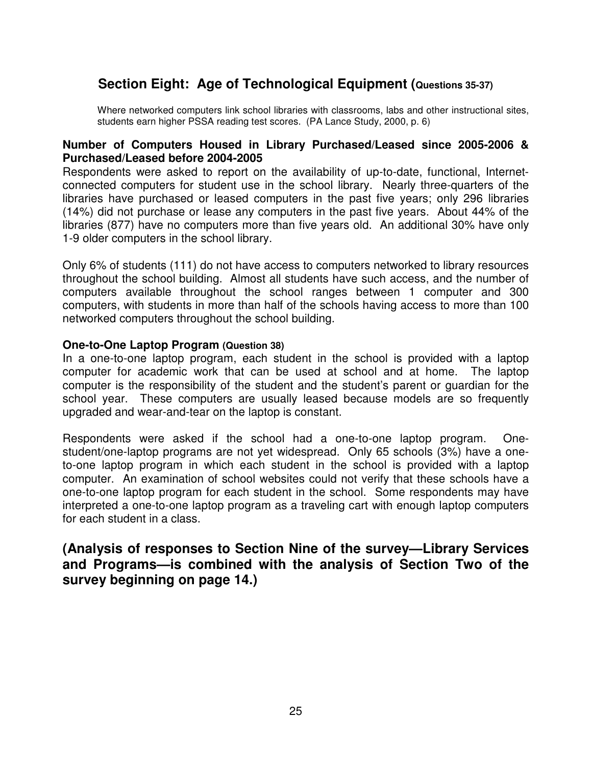## Section Eight: Age of Technological Equipment (Questions 35-37)

Where networked computers link school libraries with classrooms, labs and other instructional sites, students earn higher PSSA reading test scores. (PA Lance Study, 2000, p. 6)

**Number of Computers Housed in Library Purchased/Leased since 2005-2006 & Purchased/Leased before 2004-2005**

Respondents were asked to report on the availability of up-to-date, functional, Internet-connected computers for student use in the school library. Nearly three-quarters of the libraries have purchased or leased computers in the past five years; only 296 libraries (14%) did not purchase or lease any computers in the past five years. About 44% of the libraries (877) have no computers more than five years old. An additional 30% have only 1-9 older computers in the school library.

Only 6% of students (111) do not have access to computers networked to library resources throughout the school building. Almost all students have such access, and the number of computers available throughout the school ranges between 1 computer and 300 computers, with students in more than half of the schools having access to more than 100 networked computers throughout the school building.

**One-to-One Laptop Program (Question 38)**

In a one-to-one laptop program, each student in the school is provided with a laptop computer for academic work that can be used at school and at home. The laptop computer is the responsibility of the student and the student's parent or guardian for the school year. These computers are usually leased because models are so frequently upgraded and wear-and-tear on the laptop is constant.

Respondents were asked if the school had a one-to-one laptop program. One-student/one-laptop programs are not yet widespread. Only 65 schools (3%) have a one-to-one laptop program in which each student in the school is provided with a laptop computer. An examination of school websites could not verify that these schools have a one-to-one laptop program for each student in the school. Some respondents may have interpreted a one-to-one laptop program as a traveling cart with enough laptop computers for each student in a class.

## (Analysis of responses to Section Nine of the survey—Library Services and Programs—is combined with the analysis of Section Two of the survey beginning on page 14.)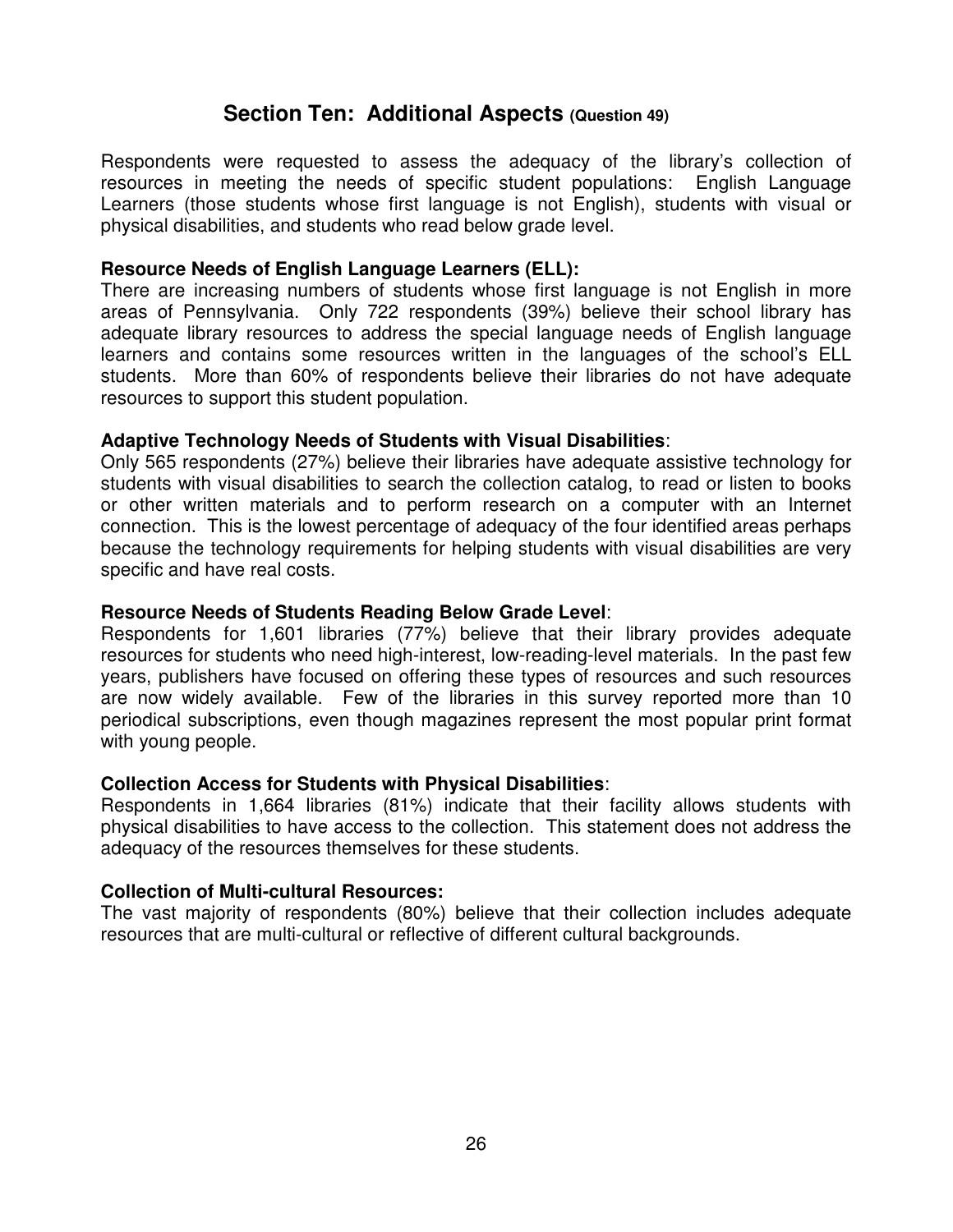## Section Ten: Additional Aspects (Question 49)

Respondents were requested to assess the adequacy of the library's collection of resources in meeting the needs of specific student populations: English Language Learners (those students whose first language is not English), students with visual or physical disabilities, and students who read below grade level.

**Resource Needs of English Language Learners (ELL):**
There are increasing numbers of students whose first language is not English in more areas of Pennsylvania. Only 722 respondents (39%) believe their school library has adequate library resources to address the special language needs of English language learners and contains some resources written in the languages of the school's ELL students. More than 60% of respondents believe their libraries do not have adequate resources to support this student population.

**Adaptive Technology Needs of Students with Visual Disabilities**:
Only 565 respondents (27%) believe their libraries have adequate assistive technology for students with visual disabilities to search the collection catalog, to read or listen to books or other written materials and to perform research on a computer with an Internet connection. This is the lowest percentage of adequacy of the four identified areas perhaps because the technology requirements for helping students with visual disabilities are very specific and have real costs.

**Resource Needs of Students Reading Below Grade Level**:
Respondents for 1,601 libraries (77%) believe that their library provides adequate resources for students who need high-interest, low-reading-level materials. In the past few years, publishers have focused on offering these types of resources and such resources are now widely available. Few of the libraries in this survey reported more than 10 periodical subscriptions, even though magazines represent the most popular print format with young people.

**Collection Access for Students with Physical Disabilities**:
Respondents in 1,664 libraries (81%) indicate that their facility allows students with physical disabilities to have access to the collection. This statement does not address the adequacy of the resources themselves for these students.

**Collection of Multi-cultural Resources:**
The vast majority of respondents (80%) believe that their collection includes adequate resources that are multi-cultural or reflective of different cultural backgrounds.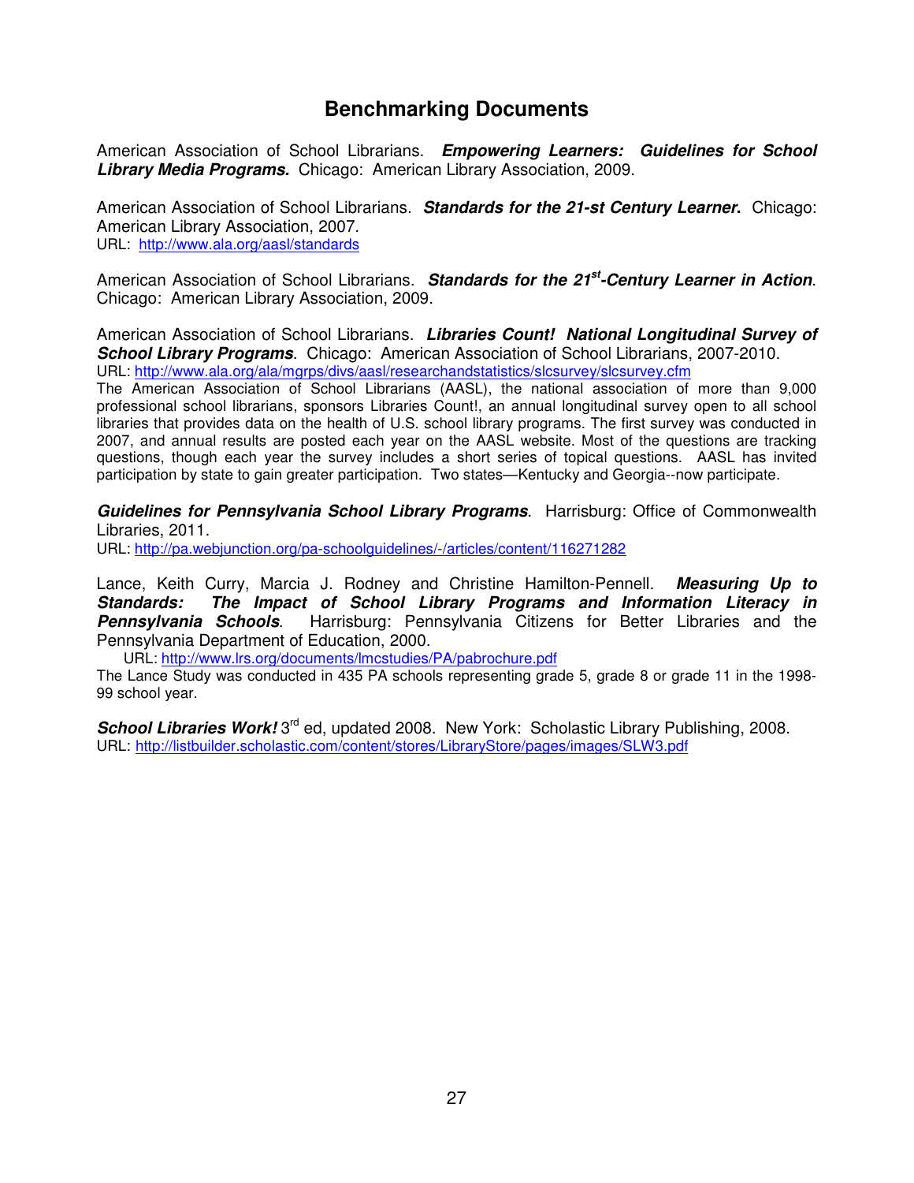# Benchmarking Documents

American Association of School Librarians. ***Empowering Learners: Guidelines for School Library Media Programs.*** Chicago: American Library Association, 2009.

American Association of School Librarians. ***Standards for the 21-st Century Learner.*** Chicago: American Library Association, 2007.
URL: http://www.ala.org/aasl/standards

American Association of School Librarians. ***Standards for the 21st-Century Learner in Action***. Chicago: American Library Association, 2009.

American Association of School Librarians. ***Libraries Count! National Longitudinal Survey of School Library Programs***. Chicago: American Association of School Librarians, 2007-2010.
URL: http://www.ala.org/ala/mgrps/divs/aasl/researchandstatistics/slcsurvey/slcsurvey.cfm
The American Association of School Librarians (AASL), the national association of more than 9,000 professional school librarians, sponsors Libraries Count!, an annual longitudinal survey open to all school libraries that provides data on the health of U.S. school library programs. The first survey was conducted in 2007, and annual results are posted each year on the AASL website. Most of the questions are tracking questions, though each year the survey includes a short series of topical questions. AASL has invited participation by state to gain greater participation. Two states—Kentucky and Georgia--now participate.

***Guidelines for Pennsylvania School Library Programs***. Harrisburg: Office of Commonwealth Libraries, 2011.
URL: http://pa.webjunction.org/pa-schoolguidelines/-/articles/content/116271282

Lance, Keith Curry, Marcia J. Rodney and Christine Hamilton-Pennell. ***Measuring Up to Standards: The Impact of School Library Programs and Information Literacy in Pennsylvania Schools***. Harrisburg: Pennsylvania Citizens for Better Libraries and the Pennsylvania Department of Education, 2000.
URL: http://www.lrs.org/documents/lmcstudies/PA/pabrochure.pdf
The Lance Study was conducted in 435 PA schools representing grade 5, grade 8 or grade 11 in the 1998-99 school year.

***School Libraries Work!*** 3rd ed, updated 2008. New York: Scholastic Library Publishing, 2008.
URL: http://listbuilder.scholastic.com/content/stores/LibraryStore/pages/images/SLW3.pdf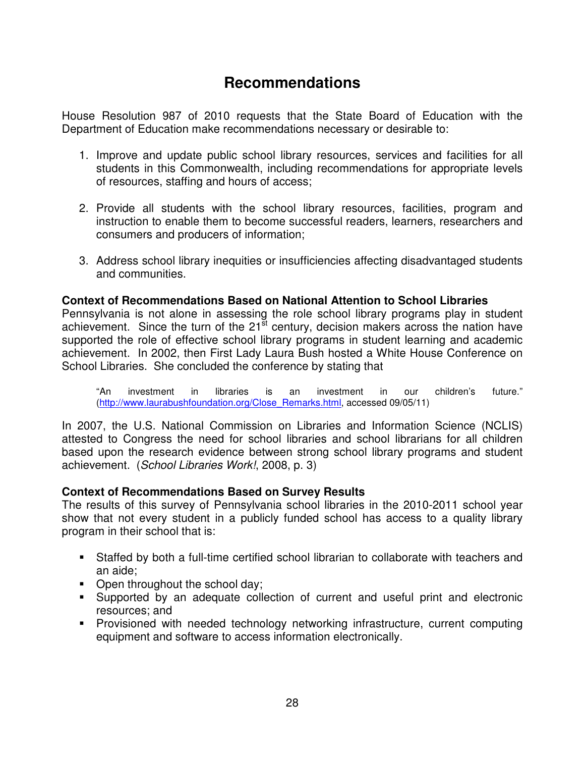# Recommendations

House Resolution 987 of 2010 requests that the State Board of Education with the Department of Education make recommendations necessary or desirable to:

1. Improve and update public school library resources, services and facilities for all students in this Commonwealth, including recommendations for appropriate levels of resources, staffing and hours of access;

2. Provide all students with the school library resources, facilities, program and instruction to enable them to become successful readers, learners, researchers and consumers and producers of information;

3. Address school library inequities or insufficiencies affecting disadvantaged students and communities.

**Context of Recommendations Based on National Attention to School Libraries**
Pennsylvania is not alone in assessing the role school library programs play in student achievement. Since the turn of the 21st century, decision makers across the nation have supported the role of effective school library programs in student learning and academic achievement. In 2002, then First Lady Laura Bush hosted a White House Conference on School Libraries. She concluded the conference by stating that

> "An investment in libraries is an investment in our children's future." (http://www.laurabushfoundation.org/Close_Remarks.html, accessed 09/05/11)

In 2007, the U.S. National Commission on Libraries and Information Science (NCLIS) attested to Congress the need for school libraries and school librarians for all children based upon the research evidence between strong school library programs and student achievement. (*School Libraries Work!*, 2008, p. 3)

**Context of Recommendations Based on Survey Results**
The results of this survey of Pennsylvania school libraries in the 2010-2011 school year show that not every student in a publicly funded school has access to a quality library program in their school that is:

- Staffed by both a full-time certified school librarian to collaborate with teachers and an aide;
- Open throughout the school day;
- Supported by an adequate collection of current and useful print and electronic resources; and
- Provisioned with needed technology networking infrastructure, current computing equipment and software to access information electronically.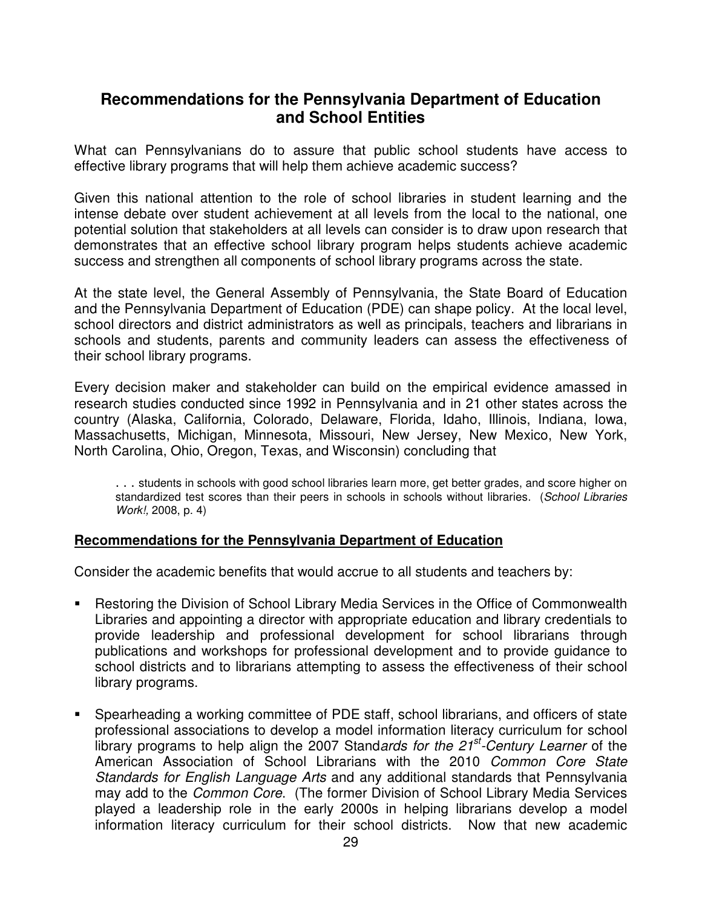## Recommendations for the Pennsylvania Department of Education and School Entities

What can Pennsylvanians do to assure that public school students have access to effective library programs that will help them achieve academic success?

Given this national attention to the role of school libraries in student learning and the intense debate over student achievement at all levels from the local to the national, one potential solution that stakeholders at all levels can consider is to draw upon research that demonstrates that an effective school library program helps students achieve academic success and strengthen all components of school library programs across the state.

At the state level, the General Assembly of Pennsylvania, the State Board of Education and the Pennsylvania Department of Education (PDE) can shape policy. At the local level, school directors and district administrators as well as principals, teachers and librarians in schools and students, parents and community leaders can assess the effectiveness of their school library programs.

Every decision maker and stakeholder can build on the empirical evidence amassed in research studies conducted since 1992 in Pennsylvania and in 21 other states across the country (Alaska, California, Colorado, Delaware, Florida, Idaho, Illinois, Indiana, Iowa, Massachusetts, Michigan, Minnesota, Missouri, New Jersey, New Mexico, New York, North Carolina, Ohio, Oregon, Texas, and Wisconsin) concluding that

> . . . students in schools with good school libraries learn more, get better grades, and score higher on standardized test scores than their peers in schools in schools without libraries. (*School Libraries Work!,* 2008, p. 4)

**<u>Recommendations for the Pennsylvania Department of Education</u>**

Consider the academic benefits that would accrue to all students and teachers by:

- Restoring the Division of School Library Media Services in the Office of Commonwealth Libraries and appointing a director with appropriate education and library credentials to provide leadership and professional development for school librarians through publications and workshops for professional development and to provide guidance to school districts and to librarians attempting to assess the effectiveness of their school library programs.
- Spearheading a working committee of PDE staff, school librarians, and officers of state professional associations to develop a model information literacy curriculum for school library programs to help align the 2007 *Standards for the 21st-Century Learner* of the American Association of School Librarians with the 2010 *Common Core State Standards for English Language Arts* and any additional standards that Pennsylvania may add to the *Common Core*. (The former Division of School Library Media Services played a leadership role in the early 2000s in helping librarians develop a model information literacy curriculum for their school districts. Now that new academic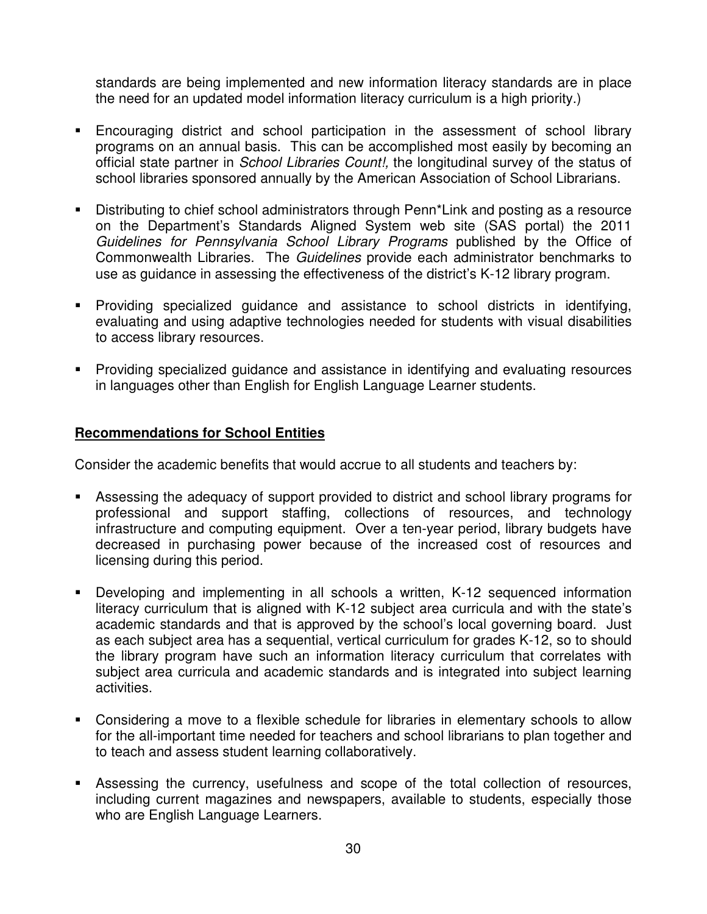standards are being implemented and new information literacy standards are in place the need for an updated model information literacy curriculum is a high priority.)

- Encouraging district and school participation in the assessment of school library programs on an annual basis. This can be accomplished most easily by becoming an official state partner in *School Libraries Count!,* the longitudinal survey of the status of school libraries sponsored annually by the American Association of School Librarians.

- Distributing to chief school administrators through Penn*Link and posting as a resource on the Department's Standards Aligned System web site (SAS portal) the 2011 *Guidelines for Pennsylvania School Library Programs* published by the Office of Commonwealth Libraries. The *Guidelines* provide each administrator benchmarks to use as guidance in assessing the effectiveness of the district's K-12 library program.

- Providing specialized guidance and assistance to school districts in identifying, evaluating and using adaptive technologies needed for students with visual disabilities to access library resources.

- Providing specialized guidance and assistance in identifying and evaluating resources in languages other than English for English Language Learner students.

## Recommendations for School Entities

Consider the academic benefits that would accrue to all students and teachers by:

- Assessing the adequacy of support provided to district and school library programs for professional and support staffing, collections of resources, and technology infrastructure and computing equipment. Over a ten-year period, library budgets have decreased in purchasing power because of the increased cost of resources and licensing during this period.

- Developing and implementing in all schools a written, K-12 sequenced information literacy curriculum that is aligned with K-12 subject area curricula and with the state's academic standards and that is approved by the school's local governing board. Just as each subject area has a sequential, vertical curriculum for grades K-12, so to should the library program have such an information literacy curriculum that correlates with subject area curricula and academic standards and is integrated into subject learning activities.

- Considering a move to a flexible schedule for libraries in elementary schools to allow for the all-important time needed for teachers and school librarians to plan together and to teach and assess student learning collaboratively.

- Assessing the currency, usefulness and scope of the total collection of resources, including current magazines and newspapers, available to students, especially those who are English Language Learners.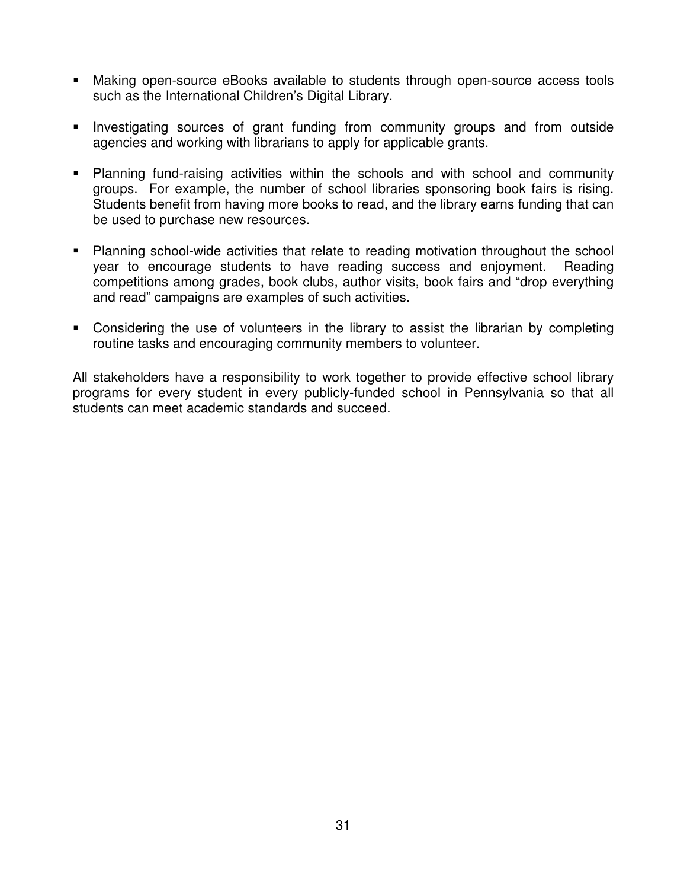- Making open-source eBooks available to students through open-source access tools such as the International Children's Digital Library.

- Investigating sources of grant funding from community groups and from outside agencies and working with librarians to apply for applicable grants.

- Planning fund-raising activities within the schools and with school and community groups. For example, the number of school libraries sponsoring book fairs is rising. Students benefit from having more books to read, and the library earns funding that can be used to purchase new resources.

- Planning school-wide activities that relate to reading motivation throughout the school year to encourage students to have reading success and enjoyment. Reading competitions among grades, book clubs, author visits, book fairs and "drop everything and read" campaigns are examples of such activities.

- Considering the use of volunteers in the library to assist the librarian by completing routine tasks and encouraging community members to volunteer.

All stakeholders have a responsibility to work together to provide effective school library programs for every student in every publicly-funded school in Pennsylvania so that all students can meet academic standards and succeed.